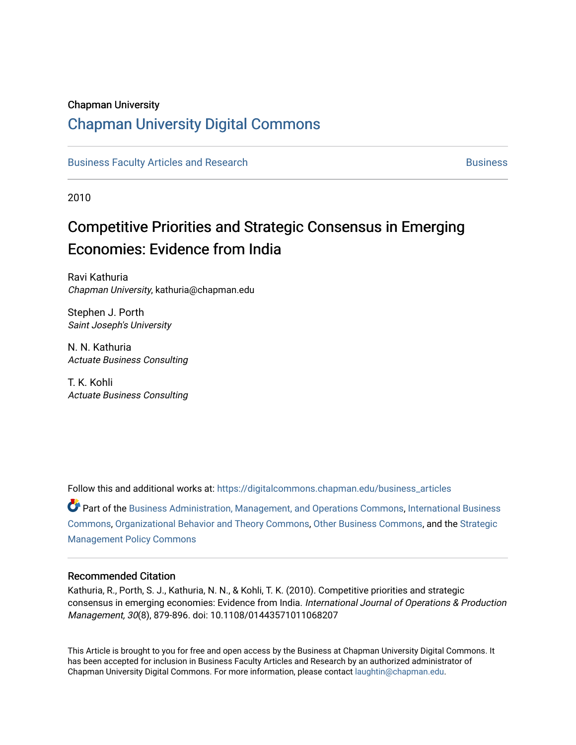Chapman University

# Chapman University Digital Commons

Business Faculty Articles and Research | Business

2010

## Competitive Priorities and Strategic Consensus in Emerging Economies: Evidence from India

Ravi Kathuria
*Chapman University*, kathuria@chapman.edu

Stephen J. Porth
*Saint Joseph's University*

N. N. Kathuria
*Actuate Business Consulting*

T. K. Kohli
*Actuate Business Consulting*

Follow this and additional works at: https://digitalcommons.chapman.edu/business_articles

Part of the Business Administration, Management, and Operations Commons, International Business Commons, Organizational Behavior and Theory Commons, Other Business Commons, and the Strategic Management Policy Commons

### Recommended Citation

Kathuria, R., Porth, S. J., Kathuria, N. N., & Kohli, T. K. (2010). Competitive priorities and strategic consensus in emerging economies: Evidence from India. *International Journal of Operations & Production Management, 30*(8), 879-896. doi: 10.1108/01443571011068207

This Article is brought to you for free and open access by the Business at Chapman University Digital Commons. It has been accepted for inclusion in Business Faculty Articles and Research by an authorized administrator of Chapman University Digital Commons. For more information, please contact laughtin@chapman.edu.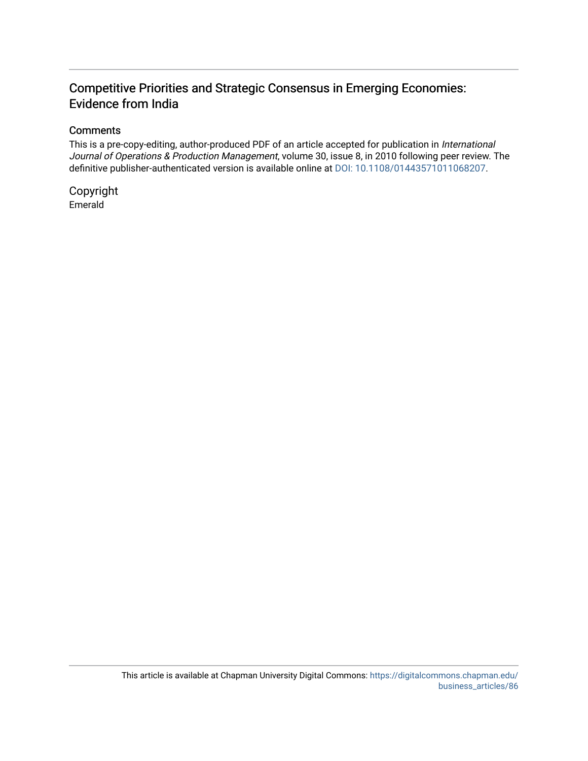# Competitive Priorities and Strategic Consensus in Emerging Economies: Evidence from India

## Comments

This is a pre-copy-editing, author-produced PDF of an article accepted for publication in *International Journal of Operations & Production Management*, volume 30, issue 8, in 2010 following peer review. The definitive publisher-authenticated version is available online at DOI: 10.1108/01443571011068207.

## Copyright

Emerald

This article is available at Chapman University Digital Commons: https://digitalcommons.chapman.edu/business_articles/86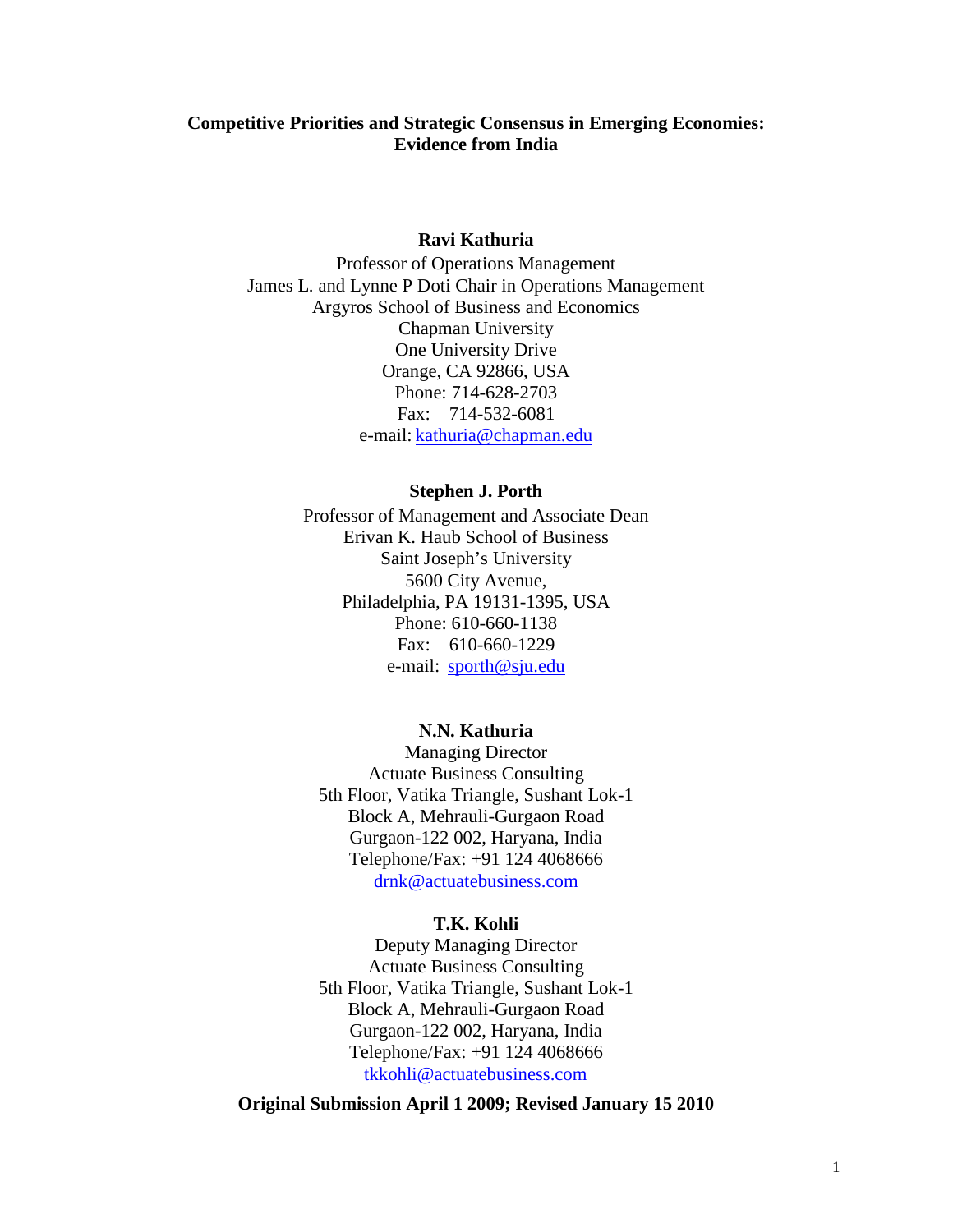**Competitive Priorities and Strategic Consensus in Emerging Economies: Evidence from India**

**Ravi Kathuria**

Professor of Operations Management
James L. and Lynne P Doti Chair in Operations Management
Argyros School of Business and Economics
Chapman University
One University Drive
Orange, CA 92866, USA
Phone: 714-628-2703
Fax: 714-532-6081
e-mail: kathuria@chapman.edu

**Stephen J. Porth**

Professor of Management and Associate Dean
Erivan K. Haub School of Business
Saint Joseph's University
5600 City Avenue,
Philadelphia, PA 19131-1395, USA
Phone: 610-660-1138
Fax: 610-660-1229
e-mail: sporth@sju.edu

**N.N. Kathuria**

Managing Director
Actuate Business Consulting
5th Floor, Vatika Triangle, Sushant Lok-1
Block A, Mehrauli-Gurgaon Road
Gurgaon-122 002, Haryana, India
Telephone/Fax: +91 124 4068666
drnk@actuatebusiness.com

**T.K. Kohli**

Deputy Managing Director
Actuate Business Consulting
5th Floor, Vatika Triangle, Sushant Lok-1
Block A, Mehrauli-Gurgaon Road
Gurgaon-122 002, Haryana, India
Telephone/Fax: +91 124 4068666
tkkohli@actuatebusiness.com

**Original Submission April 1 2009; Revised January 15 2010**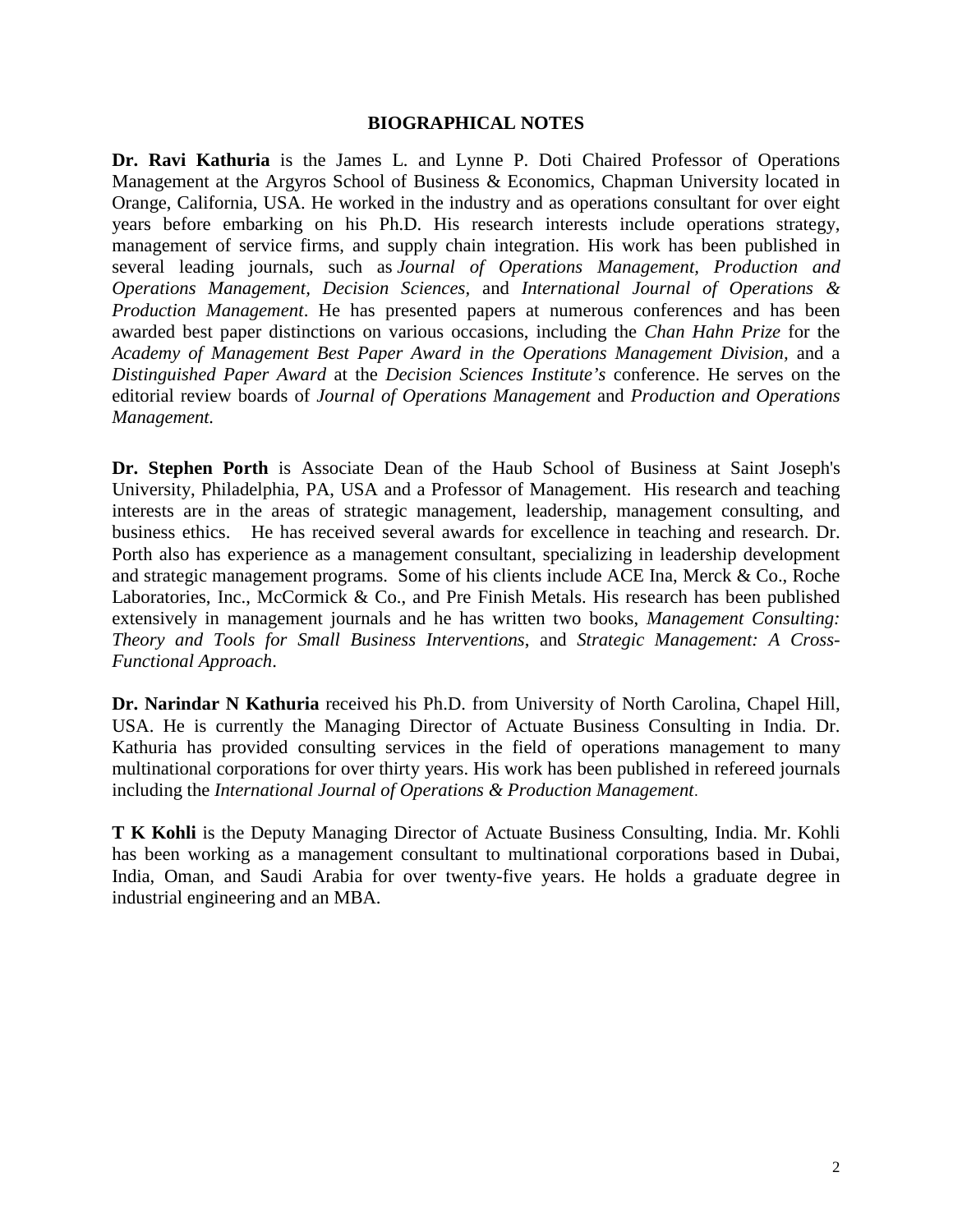# BIOGRAPHICAL NOTES

**Dr. Ravi Kathuria** is the James L. and Lynne P. Doti Chaired Professor of Operations Management at the Argyros School of Business & Economics, Chapman University located in Orange, California, USA. He worked in the industry and as operations consultant for over eight years before embarking on his Ph.D. His research interests include operations strategy, management of service firms, and supply chain integration. His work has been published in several leading journals, such as *Journal of Operations Management, Production and Operations Management, Decision Sciences*, and *International Journal of Operations & Production Management*. He has presented papers at numerous conferences and has been awarded best paper distinctions on various occasions, including the *Chan Hahn Prize* for the *Academy of Management Best Paper Award in the Operations Management Division*, and a *Distinguished Paper Award* at the *Decision Sciences Institute's* conference. He serves on the editorial review boards of *Journal of Operations Management* and *Production and Operations Management.*

**Dr. Stephen Porth** is Associate Dean of the Haub School of Business at Saint Joseph's University, Philadelphia, PA, USA and a Professor of Management. His research and teaching interests are in the areas of strategic management, leadership, management consulting, and business ethics. He has received several awards for excellence in teaching and research. Dr. Porth also has experience as a management consultant, specializing in leadership development and strategic management programs. Some of his clients include ACE Ina, Merck & Co., Roche Laboratories, Inc., McCormick & Co., and Pre Finish Metals. His research has been published extensively in management journals and he has written two books, *Management Consulting: Theory and Tools for Small Business Interventions*, and *Strategic Management: A Cross-Functional Approach*.

**Dr. Narindar N Kathuria** received his Ph.D. from University of North Carolina, Chapel Hill, USA. He is currently the Managing Director of Actuate Business Consulting in India. Dr. Kathuria has provided consulting services in the field of operations management to many multinational corporations for over thirty years. His work has been published in refereed journals including the *International Journal of Operations & Production Management*.

**T K Kohli** is the Deputy Managing Director of Actuate Business Consulting, India. Mr. Kohli has been working as a management consultant to multinational corporations based in Dubai, India, Oman, and Saudi Arabia for over twenty-five years. He holds a graduate degree in industrial engineering and an MBA.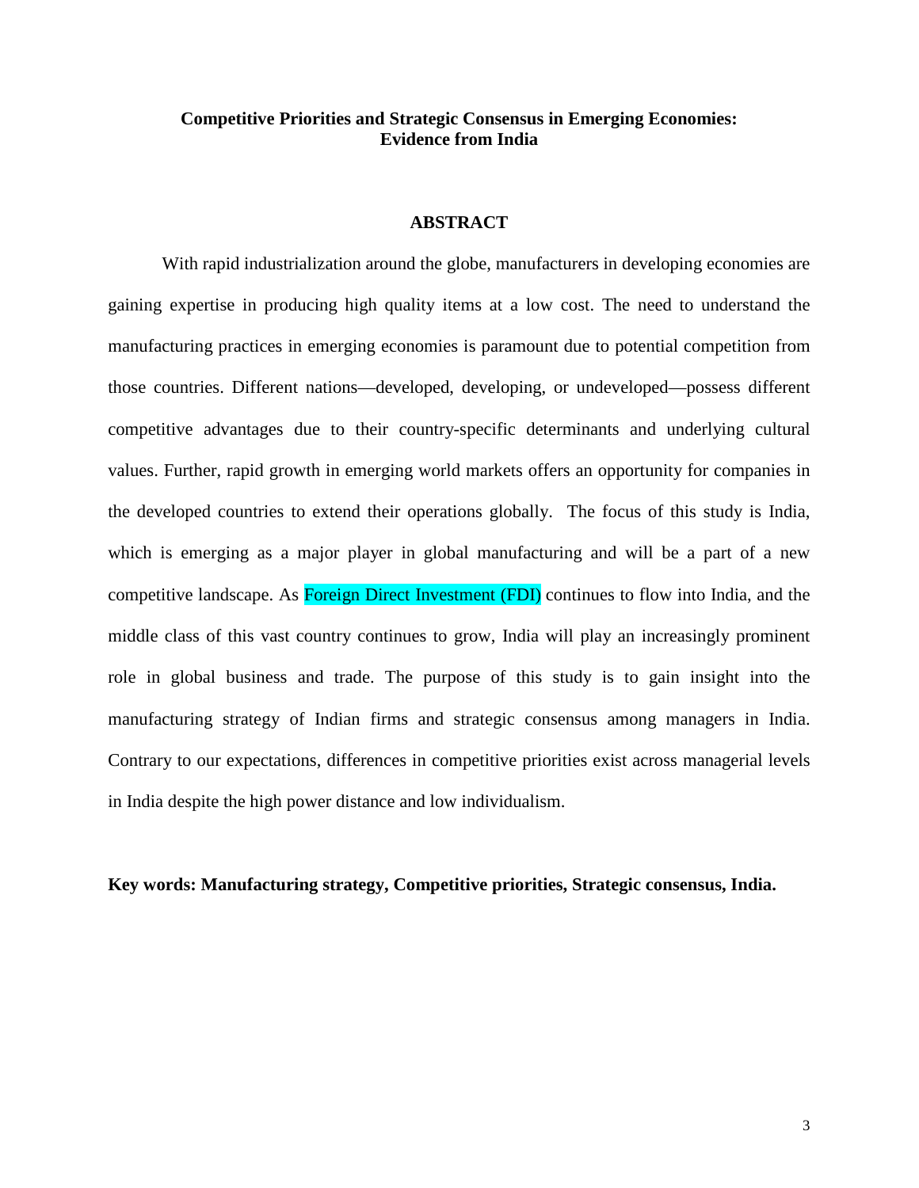# Competitive Priorities and Strategic Consensus in Emerging Economies: Evidence from India

## ABSTRACT

With rapid industrialization around the globe, manufacturers in developing economies are gaining expertise in producing high quality items at a low cost. The need to understand the manufacturing practices in emerging economies is paramount due to potential competition from those countries. Different nations—developed, developing, or undeveloped—possess different competitive advantages due to their country-specific determinants and underlying cultural values. Further, rapid growth in emerging world markets offers an opportunity for companies in the developed countries to extend their operations globally. The focus of this study is India, which is emerging as a major player in global manufacturing and will be a part of a new competitive landscape. As Foreign Direct Investment (FDI) continues to flow into India, and the middle class of this vast country continues to grow, India will play an increasingly prominent role in global business and trade. The purpose of this study is to gain insight into the manufacturing strategy of Indian firms and strategic consensus among managers in India. Contrary to our expectations, differences in competitive priorities exist across managerial levels in India despite the high power distance and low individualism.

**Key words: Manufacturing strategy, Competitive priorities, Strategic consensus, India.**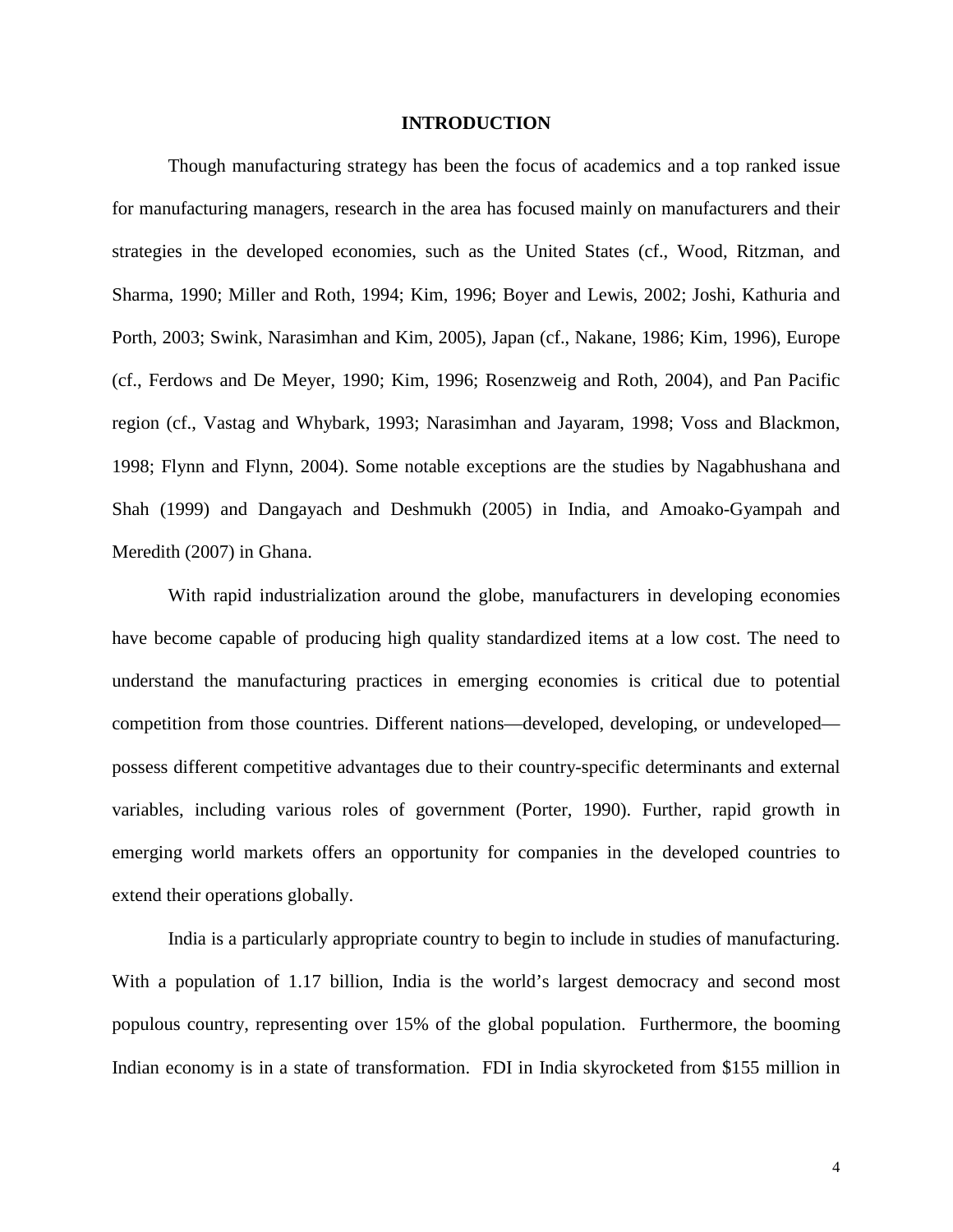# INTRODUCTION

Though manufacturing strategy has been the focus of academics and a top ranked issue for manufacturing managers, research in the area has focused mainly on manufacturers and their strategies in the developed economies, such as the United States (cf., Wood, Ritzman, and Sharma, 1990; Miller and Roth, 1994; Kim, 1996; Boyer and Lewis, 2002; Joshi, Kathuria and Porth, 2003; Swink, Narasimhan and Kim, 2005), Japan (cf., Nakane, 1986; Kim, 1996), Europe (cf., Ferdows and De Meyer, 1990; Kim, 1996; Rosenzweig and Roth, 2004), and Pan Pacific region (cf., Vastag and Whybark, 1993; Narasimhan and Jayaram, 1998; Voss and Blackmon, 1998; Flynn and Flynn, 2004). Some notable exceptions are the studies by Nagabhushana and Shah (1999) and Dangayach and Deshmukh (2005) in India, and Amoako-Gyampah and Meredith (2007) in Ghana.

With rapid industrialization around the globe, manufacturers in developing economies have become capable of producing high quality standardized items at a low cost. The need to understand the manufacturing practices in emerging economies is critical due to potential competition from those countries. Different nations—developed, developing, or undeveloped—possess different competitive advantages due to their country-specific determinants and external variables, including various roles of government (Porter, 1990). Further, rapid growth in emerging world markets offers an opportunity for companies in the developed countries to extend their operations globally.

India is a particularly appropriate country to begin to include in studies of manufacturing. With a population of 1.17 billion, India is the world's largest democracy and second most populous country, representing over 15% of the global population. Furthermore, the booming Indian economy is in a state of transformation. FDI in India skyrocketed from $155 million in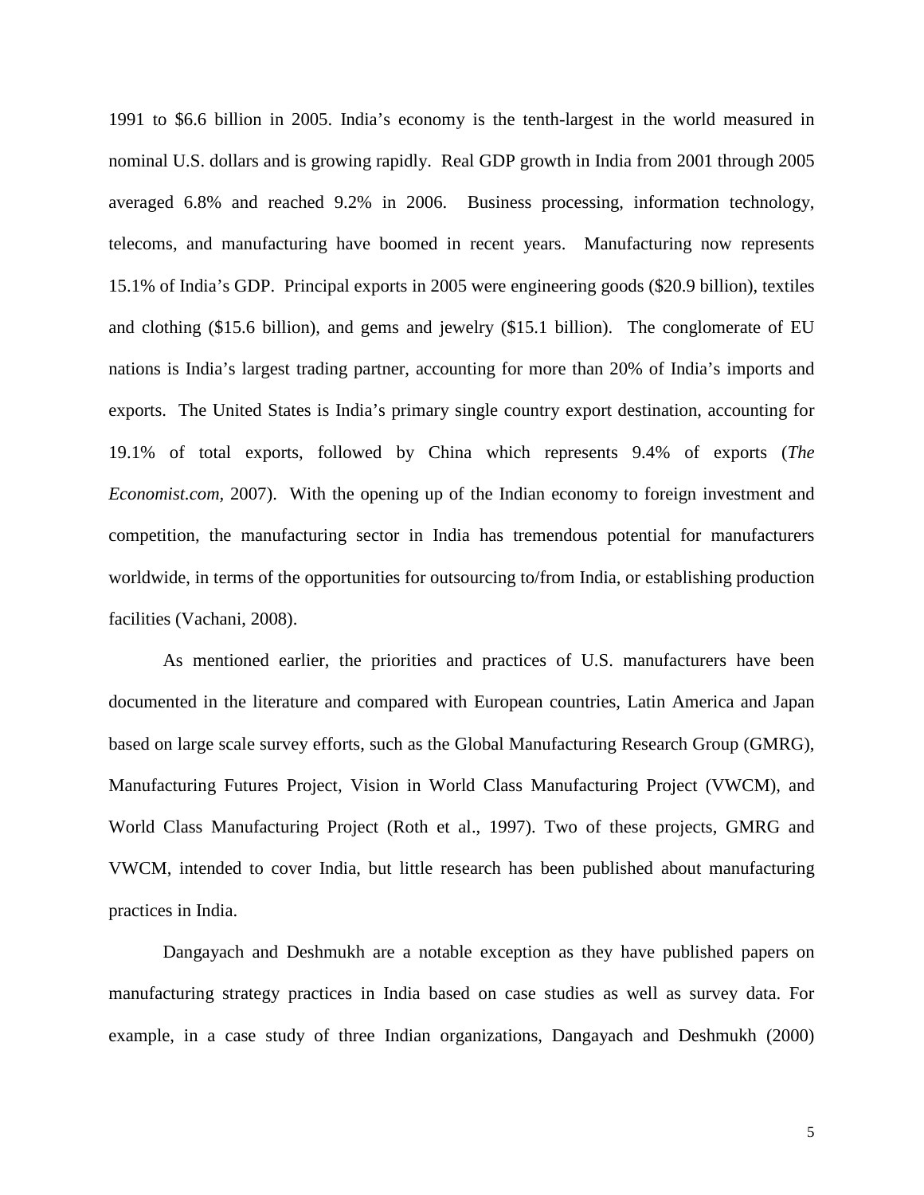1991 to $6.6 billion in 2005. India's economy is the tenth-largest in the world measured in nominal U.S. dollars and is growing rapidly. Real GDP growth in India from 2001 through 2005 averaged 6.8% and reached 9.2% in 2006. Business processing, information technology, telecoms, and manufacturing have boomed in recent years. Manufacturing now represents 15.1% of India's GDP. Principal exports in 2005 were engineering goods ($20.9 billion), textiles and clothing ($15.6 billion), and gems and jewelry ($15.1 billion). The conglomerate of EU nations is India's largest trading partner, accounting for more than 20% of India's imports and exports. The United States is India's primary single country export destination, accounting for 19.1% of total exports, followed by China which represents 9.4% of exports (*The Economist.com*, 2007). With the opening up of the Indian economy to foreign investment and competition, the manufacturing sector in India has tremendous potential for manufacturers worldwide, in terms of the opportunities for outsourcing to/from India, or establishing production facilities (Vachani, 2008).

As mentioned earlier, the priorities and practices of U.S. manufacturers have been documented in the literature and compared with European countries, Latin America and Japan based on large scale survey efforts, such as the Global Manufacturing Research Group (GMRG), Manufacturing Futures Project, Vision in World Class Manufacturing Project (VWCM), and World Class Manufacturing Project (Roth et al., 1997). Two of these projects, GMRG and VWCM, intended to cover India, but little research has been published about manufacturing practices in India.

Dangayach and Deshmukh are a notable exception as they have published papers on manufacturing strategy practices in India based on case studies as well as survey data. For example, in a case study of three Indian organizations, Dangayach and Deshmukh (2000)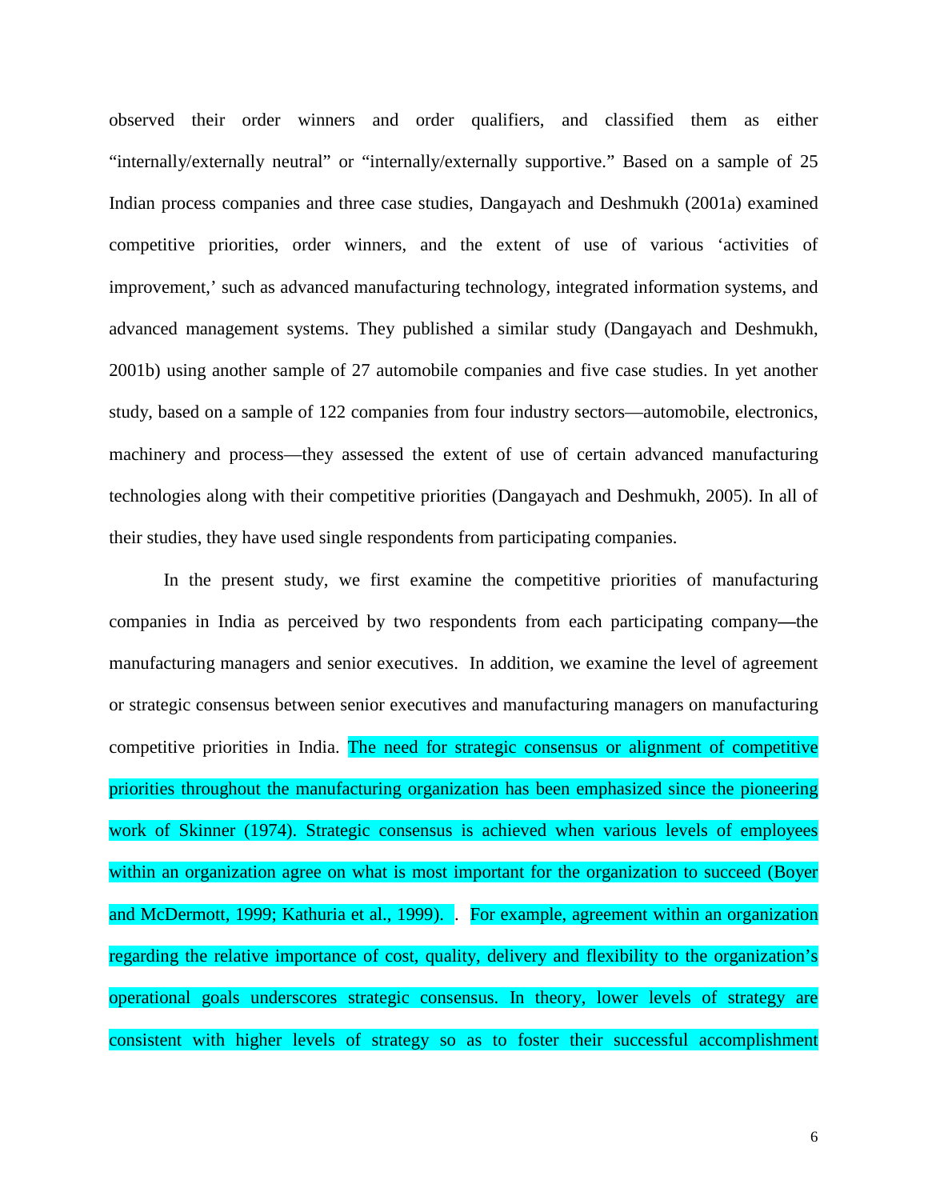observed their order winners and order qualifiers, and classified them as either "internally/externally neutral" or "internally/externally supportive." Based on a sample of 25 Indian process companies and three case studies, Dangayach and Deshmukh (2001a) examined competitive priorities, order winners, and the extent of use of various 'activities of improvement,' such as advanced manufacturing technology, integrated information systems, and advanced management systems. They published a similar study (Dangayach and Deshmukh, 2001b) using another sample of 27 automobile companies and five case studies. In yet another study, based on a sample of 122 companies from four industry sectors—automobile, electronics, machinery and process—they assessed the extent of use of certain advanced manufacturing technologies along with their competitive priorities (Dangayach and Deshmukh, 2005). In all of their studies, they have used single respondents from participating companies.

In the present study, we first examine the competitive priorities of manufacturing companies in India as perceived by two respondents from each participating company—the manufacturing managers and senior executives. In addition, we examine the level of agreement or strategic consensus between senior executives and manufacturing managers on manufacturing competitive priorities in India. The need for strategic consensus or alignment of competitive priorities throughout the manufacturing organization has been emphasized since the pioneering work of Skinner (1974). Strategic consensus is achieved when various levels of employees within an organization agree on what is most important for the organization to succeed (Boyer and McDermott, 1999; Kathuria et al., 1999). . For example, agreement within an organization regarding the relative importance of cost, quality, delivery and flexibility to the organization's operational goals underscores strategic consensus. In theory, lower levels of strategy are consistent with higher levels of strategy so as to foster their successful accomplishment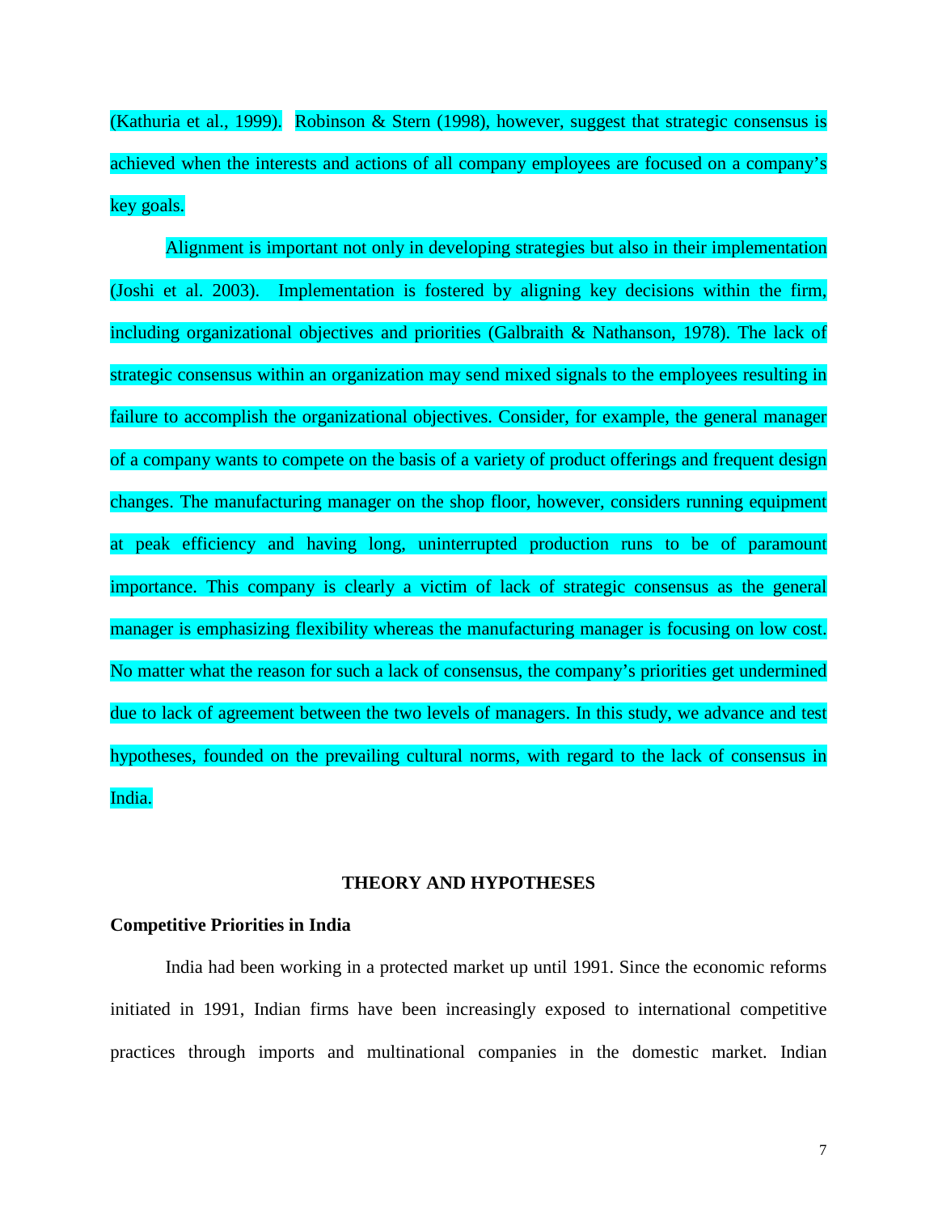(Kathuria et al., 1999). Robinson & Stern (1998), however, suggest that strategic consensus is achieved when the interests and actions of all company employees are focused on a company's key goals.

Alignment is important not only in developing strategies but also in their implementation (Joshi et al. 2003). Implementation is fostered by aligning key decisions within the firm, including organizational objectives and priorities (Galbraith & Nathanson, 1978). The lack of strategic consensus within an organization may send mixed signals to the employees resulting in failure to accomplish the organizational objectives. Consider, for example, the general manager of a company wants to compete on the basis of a variety of product offerings and frequent design changes. The manufacturing manager on the shop floor, however, considers running equipment at peak efficiency and having long, uninterrupted production runs to be of paramount importance. This company is clearly a victim of lack of strategic consensus as the general manager is emphasizing flexibility whereas the manufacturing manager is focusing on low cost. No matter what the reason for such a lack of consensus, the company's priorities get undermined due to lack of agreement between the two levels of managers. In this study, we advance and test hypotheses, founded on the prevailing cultural norms, with regard to the lack of consensus in India.

## THEORY AND HYPOTHESES

### Competitive Priorities in India

India had been working in a protected market up until 1991. Since the economic reforms initiated in 1991, Indian firms have been increasingly exposed to international competitive practices through imports and multinational companies in the domestic market. Indian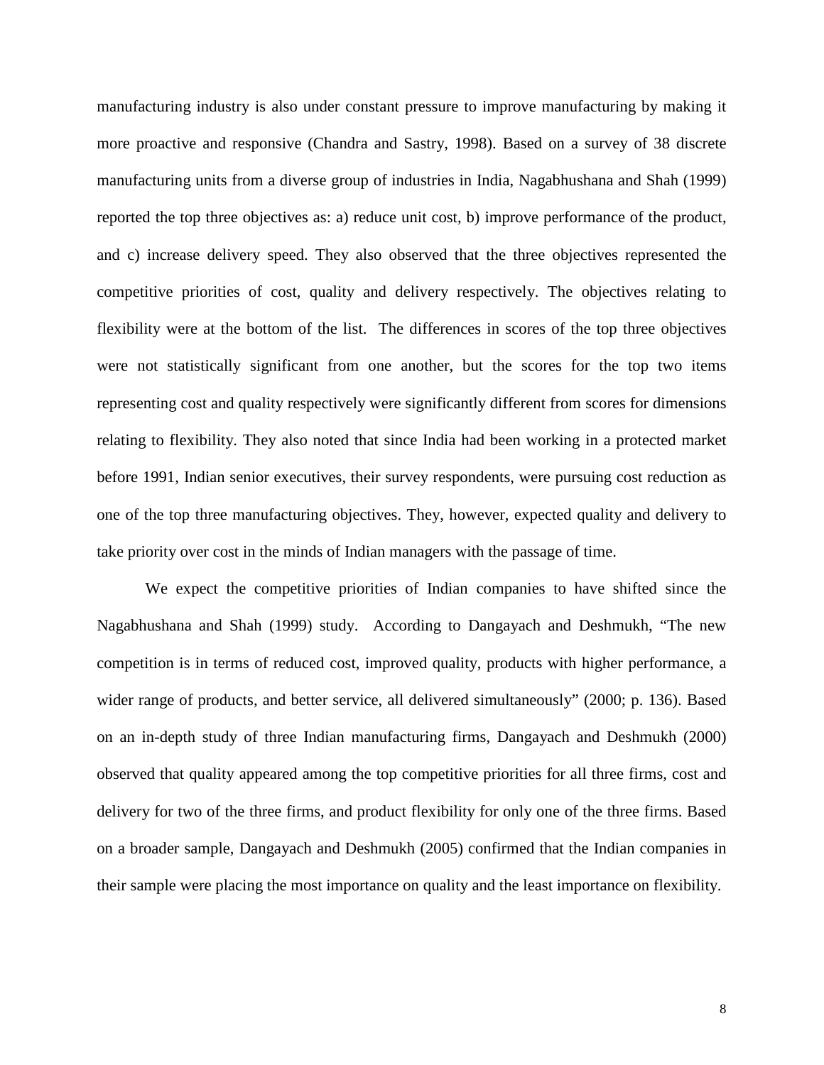manufacturing industry is also under constant pressure to improve manufacturing by making it more proactive and responsive (Chandra and Sastry, 1998). Based on a survey of 38 discrete manufacturing units from a diverse group of industries in India, Nagabhushana and Shah (1999) reported the top three objectives as: a) reduce unit cost, b) improve performance of the product, and c) increase delivery speed. They also observed that the three objectives represented the competitive priorities of cost, quality and delivery respectively. The objectives relating to flexibility were at the bottom of the list. The differences in scores of the top three objectives were not statistically significant from one another, but the scores for the top two items representing cost and quality respectively were significantly different from scores for dimensions relating to flexibility. They also noted that since India had been working in a protected market before 1991, Indian senior executives, their survey respondents, were pursuing cost reduction as one of the top three manufacturing objectives. They, however, expected quality and delivery to take priority over cost in the minds of Indian managers with the passage of time.

We expect the competitive priorities of Indian companies to have shifted since the Nagabhushana and Shah (1999) study. According to Dangayach and Deshmukh, "The new competition is in terms of reduced cost, improved quality, products with higher performance, a wider range of products, and better service, all delivered simultaneously" (2000; p. 136). Based on an in-depth study of three Indian manufacturing firms, Dangayach and Deshmukh (2000) observed that quality appeared among the top competitive priorities for all three firms, cost and delivery for two of the three firms, and product flexibility for only one of the three firms. Based on a broader sample, Dangayach and Deshmukh (2005) confirmed that the Indian companies in their sample were placing the most importance on quality and the least importance on flexibility.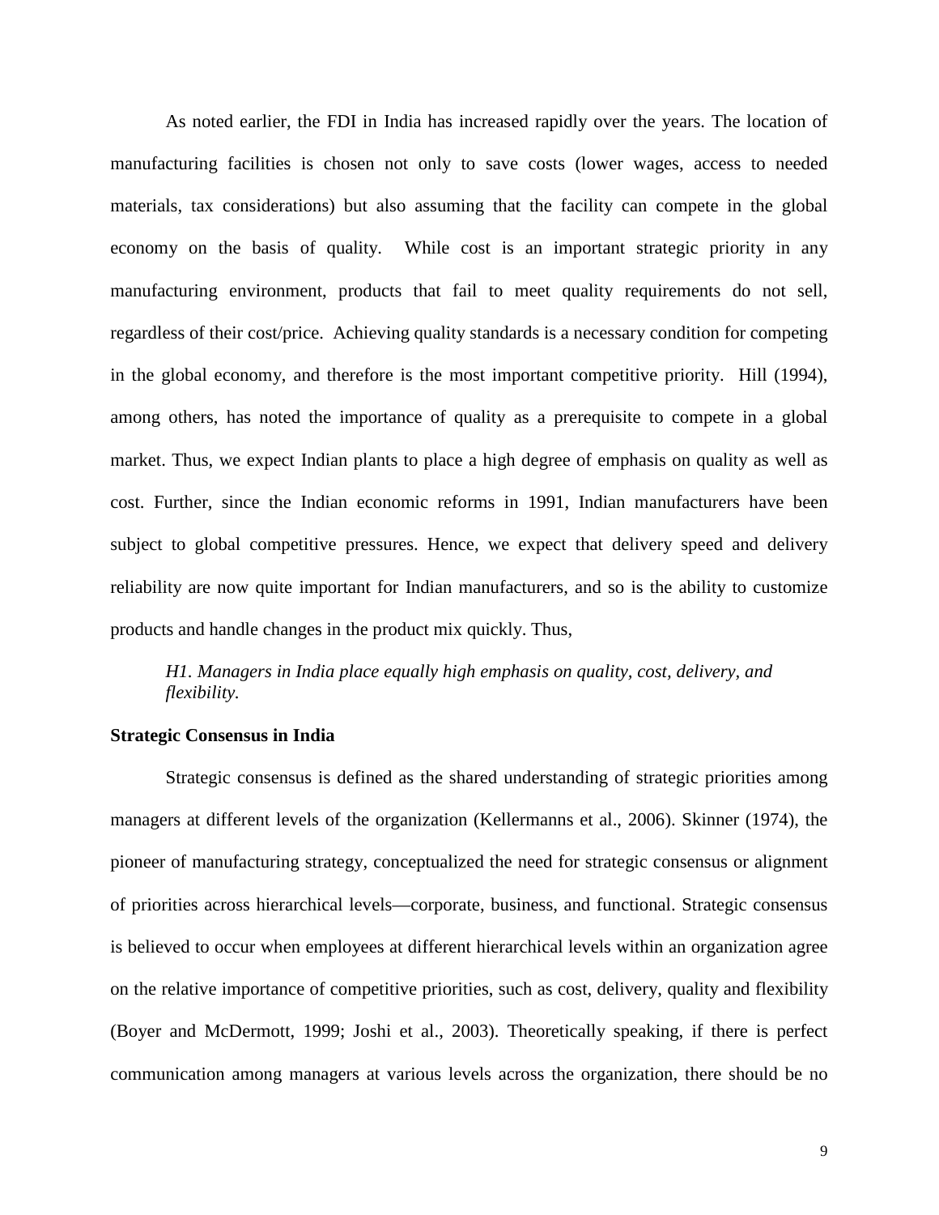As noted earlier, the FDI in India has increased rapidly over the years. The location of manufacturing facilities is chosen not only to save costs (lower wages, access to needed materials, tax considerations) but also assuming that the facility can compete in the global economy on the basis of quality. While cost is an important strategic priority in any manufacturing environment, products that fail to meet quality requirements do not sell, regardless of their cost/price. Achieving quality standards is a necessary condition for competing in the global economy, and therefore is the most important competitive priority. Hill (1994), among others, has noted the importance of quality as a prerequisite to compete in a global market. Thus, we expect Indian plants to place a high degree of emphasis on quality as well as cost. Further, since the Indian economic reforms in 1991, Indian manufacturers have been subject to global competitive pressures. Hence, we expect that delivery speed and delivery reliability are now quite important for Indian manufacturers, and so is the ability to customize products and handle changes in the product mix quickly. Thus,

*H1. Managers in India place equally high emphasis on quality, cost, delivery, and flexibility.*

**Strategic Consensus in India**

Strategic consensus is defined as the shared understanding of strategic priorities among managers at different levels of the organization (Kellermanns et al., 2006). Skinner (1974), the pioneer of manufacturing strategy, conceptualized the need for strategic consensus or alignment of priorities across hierarchical levels—corporate, business, and functional. Strategic consensus is believed to occur when employees at different hierarchical levels within an organization agree on the relative importance of competitive priorities, such as cost, delivery, quality and flexibility (Boyer and McDermott, 1999; Joshi et al., 2003). Theoretically speaking, if there is perfect communication among managers at various levels across the organization, there should be no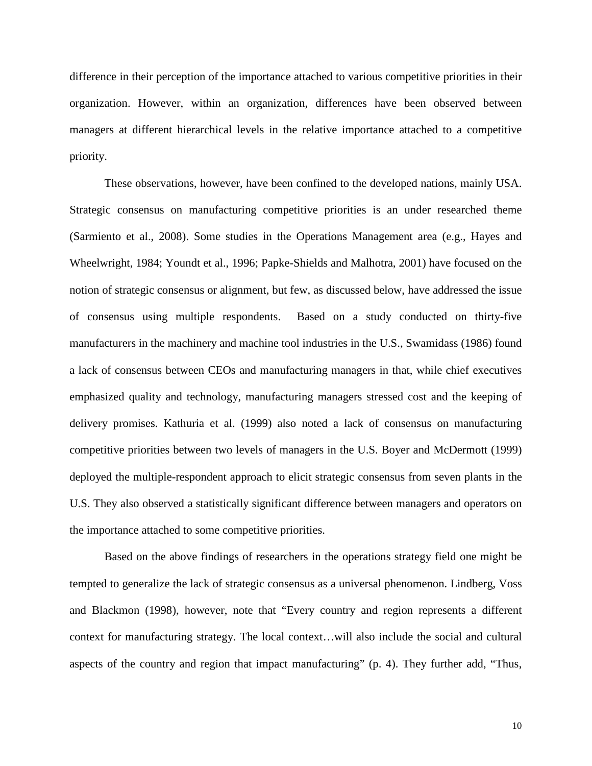difference in their perception of the importance attached to various competitive priorities in their organization. However, within an organization, differences have been observed between managers at different hierarchical levels in the relative importance attached to a competitive priority.

These observations, however, have been confined to the developed nations, mainly USA. Strategic consensus on manufacturing competitive priorities is an under researched theme (Sarmiento et al., 2008). Some studies in the Operations Management area (e.g., Hayes and Wheelwright, 1984; Youndt et al., 1996; Papke-Shields and Malhotra, 2001) have focused on the notion of strategic consensus or alignment, but few, as discussed below, have addressed the issue of consensus using multiple respondents. Based on a study conducted on thirty-five manufacturers in the machinery and machine tool industries in the U.S., Swamidass (1986) found a lack of consensus between CEOs and manufacturing managers in that, while chief executives emphasized quality and technology, manufacturing managers stressed cost and the keeping of delivery promises. Kathuria et al. (1999) also noted a lack of consensus on manufacturing competitive priorities between two levels of managers in the U.S. Boyer and McDermott (1999) deployed the multiple-respondent approach to elicit strategic consensus from seven plants in the U.S. They also observed a statistically significant difference between managers and operators on the importance attached to some competitive priorities.

Based on the above findings of researchers in the operations strategy field one might be tempted to generalize the lack of strategic consensus as a universal phenomenon. Lindberg, Voss and Blackmon (1998), however, note that "Every country and region represents a different context for manufacturing strategy. The local context…will also include the social and cultural aspects of the country and region that impact manufacturing" (p. 4). They further add, "Thus,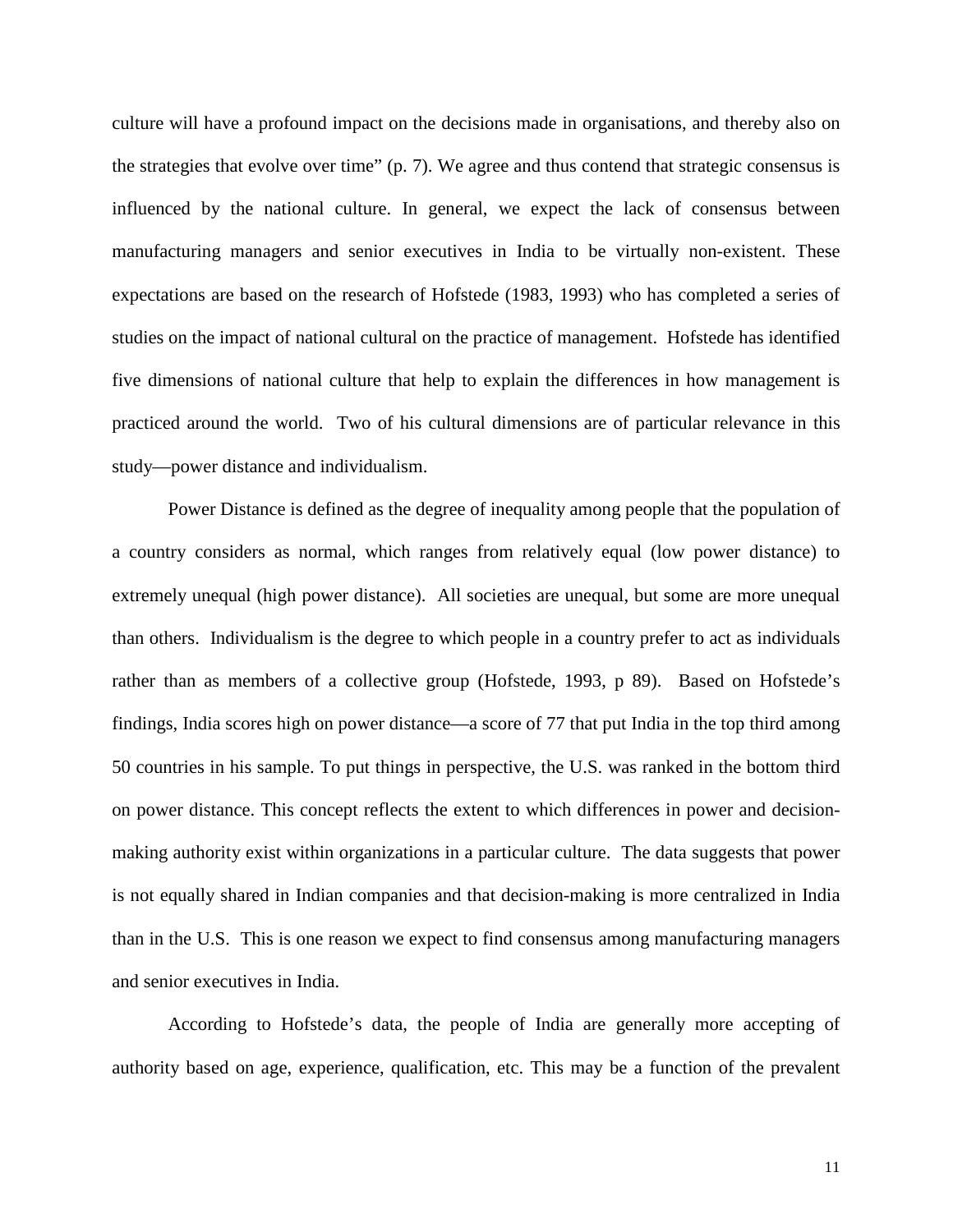culture will have a profound impact on the decisions made in organisations, and thereby also on the strategies that evolve over time" (p. 7). We agree and thus contend that strategic consensus is influenced by the national culture. In general, we expect the lack of consensus between manufacturing managers and senior executives in India to be virtually non-existent. These expectations are based on the research of Hofstede (1983, 1993) who has completed a series of studies on the impact of national cultural on the practice of management. Hofstede has identified five dimensions of national culture that help to explain the differences in how management is practiced around the world. Two of his cultural dimensions are of particular relevance in this study—power distance and individualism.

Power Distance is defined as the degree of inequality among people that the population of a country considers as normal, which ranges from relatively equal (low power distance) to extremely unequal (high power distance). All societies are unequal, but some are more unequal than others. Individualism is the degree to which people in a country prefer to act as individuals rather than as members of a collective group (Hofstede, 1993, p 89). Based on Hofstede's findings, India scores high on power distance—a score of 77 that put India in the top third among 50 countries in his sample. To put things in perspective, the U.S. was ranked in the bottom third on power distance. This concept reflects the extent to which differences in power and decision-making authority exist within organizations in a particular culture. The data suggests that power is not equally shared in Indian companies and that decision-making is more centralized in India than in the U.S. This is one reason we expect to find consensus among manufacturing managers and senior executives in India.

According to Hofstede's data, the people of India are generally more accepting of authority based on age, experience, qualification, etc. This may be a function of the prevalent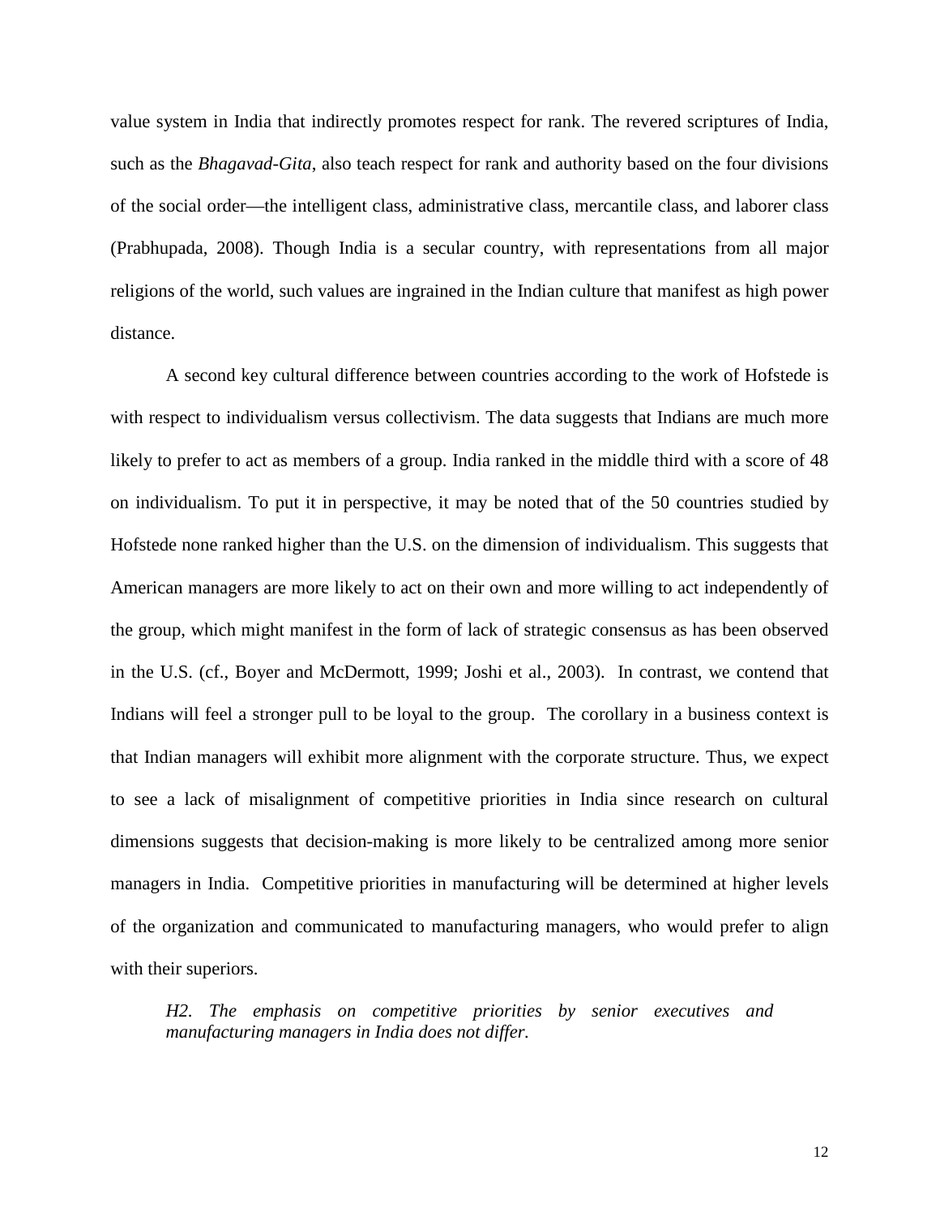value system in India that indirectly promotes respect for rank. The revered scriptures of India, such as the *Bhagavad-Gita*, also teach respect for rank and authority based on the four divisions of the social order—the intelligent class, administrative class, mercantile class, and laborer class (Prabhupada, 2008). Though India is a secular country, with representations from all major religions of the world, such values are ingrained in the Indian culture that manifest as high power distance.

A second key cultural difference between countries according to the work of Hofstede is with respect to individualism versus collectivism. The data suggests that Indians are much more likely to prefer to act as members of a group. India ranked in the middle third with a score of 48 on individualism. To put it in perspective, it may be noted that of the 50 countries studied by Hofstede none ranked higher than the U.S. on the dimension of individualism. This suggests that American managers are more likely to act on their own and more willing to act independently of the group, which might manifest in the form of lack of strategic consensus as has been observed in the U.S. (cf., Boyer and McDermott, 1999; Joshi et al., 2003). In contrast, we contend that Indians will feel a stronger pull to be loyal to the group. The corollary in a business context is that Indian managers will exhibit more alignment with the corporate structure. Thus, we expect to see a lack of misalignment of competitive priorities in India since research on cultural dimensions suggests that decision-making is more likely to be centralized among more senior managers in India. Competitive priorities in manufacturing will be determined at higher levels of the organization and communicated to manufacturing managers, who would prefer to align with their superiors.

*H2. The emphasis on competitive priorities by senior executives and manufacturing managers in India does not differ.*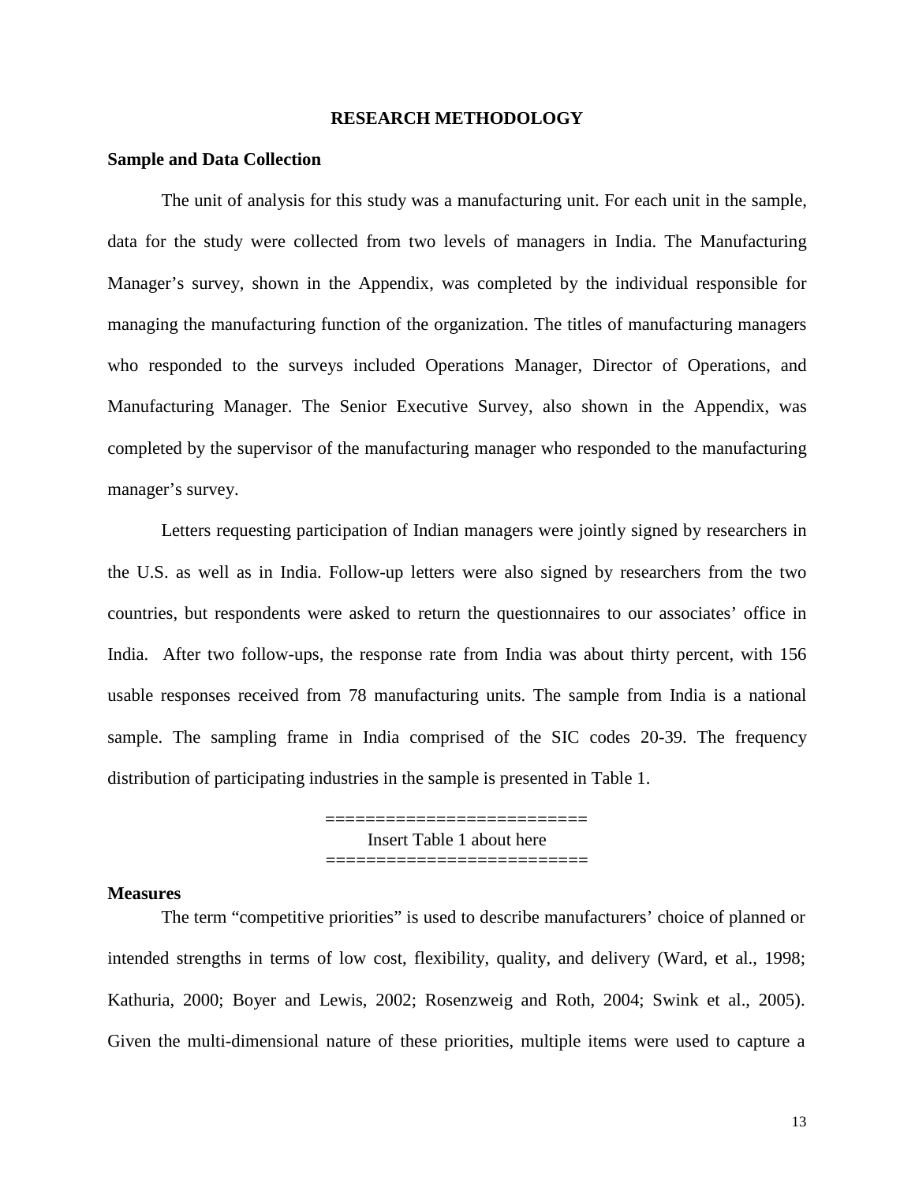## RESEARCH METHODOLOGY

### Sample and Data Collection

The unit of analysis for this study was a manufacturing unit. For each unit in the sample, data for the study were collected from two levels of managers in India. The Manufacturing Manager's survey, shown in the Appendix, was completed by the individual responsible for managing the manufacturing function of the organization. The titles of manufacturing managers who responded to the surveys included Operations Manager, Director of Operations, and Manufacturing Manager. The Senior Executive Survey, also shown in the Appendix, was completed by the supervisor of the manufacturing manager who responded to the manufacturing manager's survey.

Letters requesting participation of Indian managers were jointly signed by researchers in the U.S. as well as in India. Follow-up letters were also signed by researchers from the two countries, but respondents were asked to return the questionnaires to our associates' office in India. After two follow-ups, the response rate from India was about thirty percent, with 156 usable responses received from 78 manufacturing units. The sample from India is a national sample. The sampling frame in India comprised of the SIC codes 20-39. The frequency distribution of participating industries in the sample is presented in Table 1.

=========================
Insert Table 1 about here
=========================

### Measures

The term "competitive priorities" is used to describe manufacturers' choice of planned or intended strengths in terms of low cost, flexibility, quality, and delivery (Ward, et al., 1998; Kathuria, 2000; Boyer and Lewis, 2002; Rosenzweig and Roth, 2004; Swink et al., 2005). Given the multi-dimensional nature of these priorities, multiple items were used to capture a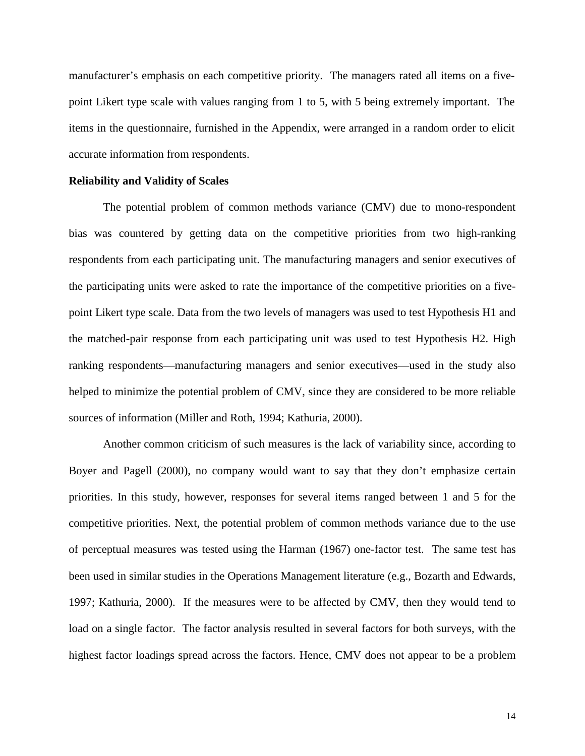manufacturer's emphasis on each competitive priority. The managers rated all items on a five-point Likert type scale with values ranging from 1 to 5, with 5 being extremely important. The items in the questionnaire, furnished in the Appendix, were arranged in a random order to elicit accurate information from respondents.

**Reliability and Validity of Scales**

The potential problem of common methods variance (CMV) due to mono-respondent bias was countered by getting data on the competitive priorities from two high-ranking respondents from each participating unit. The manufacturing managers and senior executives of the participating units were asked to rate the importance of the competitive priorities on a five-point Likert type scale. Data from the two levels of managers was used to test Hypothesis H1 and the matched-pair response from each participating unit was used to test Hypothesis H2. High ranking respondents—manufacturing managers and senior executives—used in the study also helped to minimize the potential problem of CMV, since they are considered to be more reliable sources of information (Miller and Roth, 1994; Kathuria, 2000).

Another common criticism of such measures is the lack of variability since, according to Boyer and Pagell (2000), no company would want to say that they don't emphasize certain priorities. In this study, however, responses for several items ranged between 1 and 5 for the competitive priorities. Next, the potential problem of common methods variance due to the use of perceptual measures was tested using the Harman (1967) one-factor test. The same test has been used in similar studies in the Operations Management literature (e.g., Bozarth and Edwards, 1997; Kathuria, 2000). If the measures were to be affected by CMV, then they would tend to load on a single factor. The factor analysis resulted in several factors for both surveys, with the highest factor loadings spread across the factors. Hence, CMV does not appear to be a problem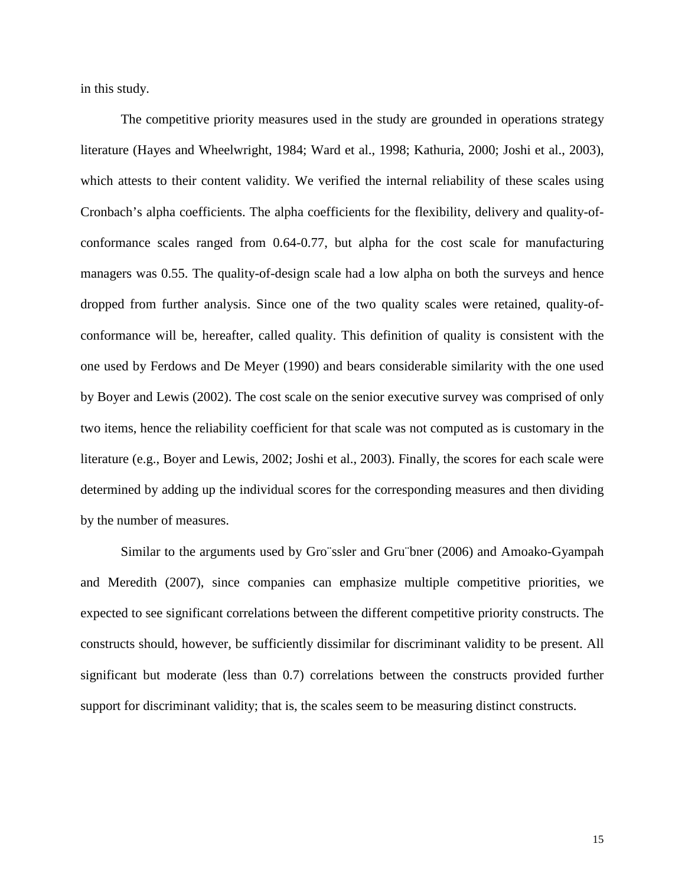in this study.

The competitive priority measures used in the study are grounded in operations strategy literature (Hayes and Wheelwright, 1984; Ward et al., 1998; Kathuria, 2000; Joshi et al., 2003), which attests to their content validity. We verified the internal reliability of these scales using Cronbach's alpha coefficients. The alpha coefficients for the flexibility, delivery and quality-of-conformance scales ranged from 0.64-0.77, but alpha for the cost scale for manufacturing managers was 0.55. The quality-of-design scale had a low alpha on both the surveys and hence dropped from further analysis. Since one of the two quality scales were retained, quality-of-conformance will be, hereafter, called quality. This definition of quality is consistent with the one used by Ferdows and De Meyer (1990) and bears considerable similarity with the one used by Boyer and Lewis (2002). The cost scale on the senior executive survey was comprised of only two items, hence the reliability coefficient for that scale was not computed as is customary in the literature (e.g., Boyer and Lewis, 2002; Joshi et al., 2003). Finally, the scores for each scale were determined by adding up the individual scores for the corresponding measures and then dividing by the number of measures.

Similar to the arguments used by Gro¨ssler and Gru¨bner (2006) and Amoako-Gyampah and Meredith (2007), since companies can emphasize multiple competitive priorities, we expected to see significant correlations between the different competitive priority constructs. The constructs should, however, be sufficiently dissimilar for discriminant validity to be present. All significant but moderate (less than 0.7) correlations between the constructs provided further support for discriminant validity; that is, the scales seem to be measuring distinct constructs.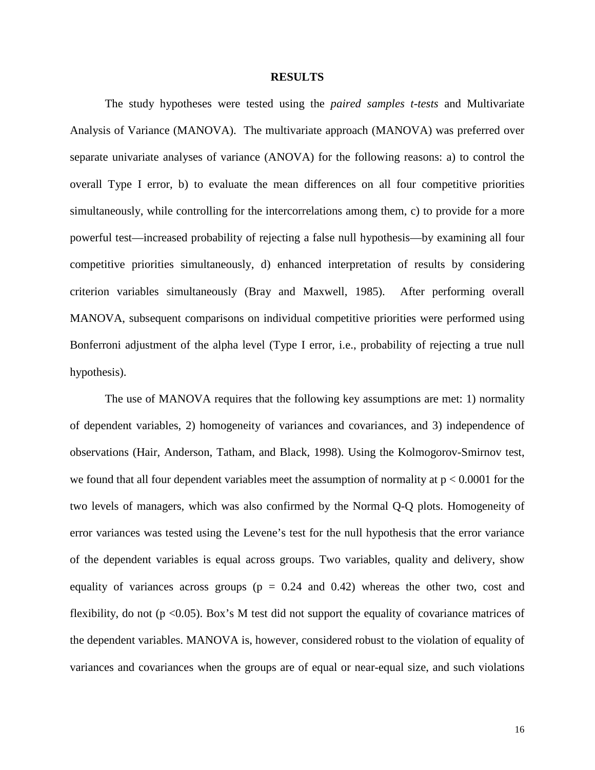# RESULTS

The study hypotheses were tested using the *paired samples t-tests* and Multivariate Analysis of Variance (MANOVA). The multivariate approach (MANOVA) was preferred over separate univariate analyses of variance (ANOVA) for the following reasons: a) to control the overall Type I error, b) to evaluate the mean differences on all four competitive priorities simultaneously, while controlling for the intercorrelations among them, c) to provide for a more powerful test—increased probability of rejecting a false null hypothesis—by examining all four competitive priorities simultaneously, d) enhanced interpretation of results by considering criterion variables simultaneously (Bray and Maxwell, 1985). After performing overall MANOVA, subsequent comparisons on individual competitive priorities were performed using Bonferroni adjustment of the alpha level (Type I error, i.e., probability of rejecting a true null hypothesis).

The use of MANOVA requires that the following key assumptions are met: 1) normality of dependent variables, 2) homogeneity of variances and covariances, and 3) independence of observations (Hair, Anderson, Tatham, and Black, 1998). Using the Kolmogorov-Smirnov test, we found that all four dependent variables meet the assumption of normality at $p < 0.0001$ for the two levels of managers, which was also confirmed by the Normal Q-Q plots. Homogeneity of error variances was tested using the Levene's test for the null hypothesis that the error variance of the dependent variables is equal across groups. Two variables, quality and delivery, show equality of variances across groups ($p = 0.24$ and $0.42$) whereas the other two, cost and flexibility, do not ($p < 0.05$). Box's M test did not support the equality of covariance matrices of the dependent variables. MANOVA is, however, considered robust to the violation of equality of variances and covariances when the groups are of equal or near-equal size, and such violations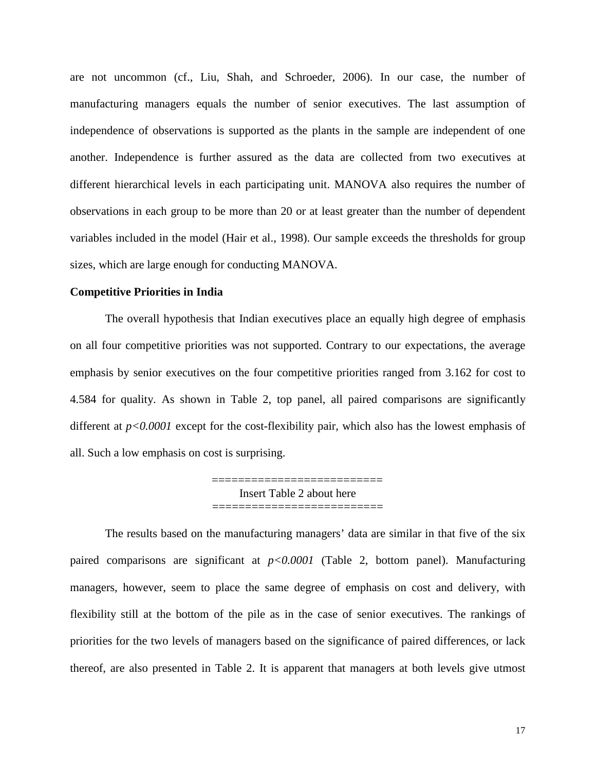are not uncommon (cf., Liu, Shah, and Schroeder, 2006). In our case, the number of manufacturing managers equals the number of senior executives. The last assumption of independence of observations is supported as the plants in the sample are independent of one another. Independence is further assured as the data are collected from two executives at different hierarchical levels in each participating unit. MANOVA also requires the number of observations in each group to be more than 20 or at least greater than the number of dependent variables included in the model (Hair et al., 1998). Our sample exceeds the thresholds for group sizes, which are large enough for conducting MANOVA.

**Competitive Priorities in India**

The overall hypothesis that Indian executives place an equally high degree of emphasis on all four competitive priorities was not supported. Contrary to our expectations, the average emphasis by senior executives on the four competitive priorities ranged from 3.162 for cost to 4.584 for quality. As shown in Table 2, top panel, all paired comparisons are significantly different at $p<0.0001$ except for the cost-flexibility pair, which also has the lowest emphasis of all. Such a low emphasis on cost is surprising.

==========================
Insert Table 2 about here
==========================

The results based on the manufacturing managers' data are similar in that five of the six paired comparisons are significant at $p<0.0001$ (Table 2, bottom panel). Manufacturing managers, however, seem to place the same degree of emphasis on cost and delivery, with flexibility still at the bottom of the pile as in the case of senior executives. The rankings of priorities for the two levels of managers based on the significance of paired differences, or lack thereof, are also presented in Table 2. It is apparent that managers at both levels give utmost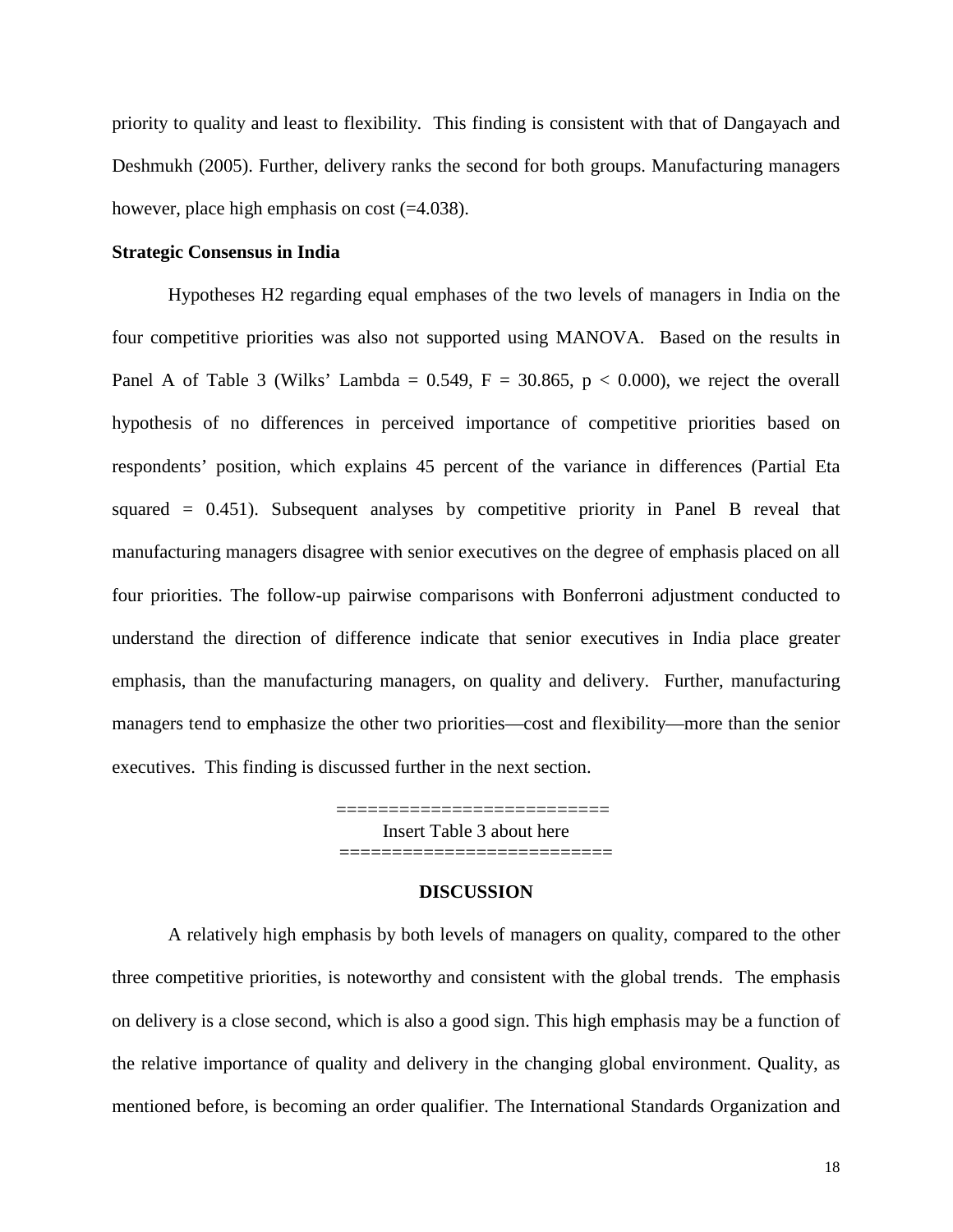priority to quality and least to flexibility. This finding is consistent with that of Dangayach and Deshmukh (2005). Further, delivery ranks the second for both groups. Manufacturing managers however, place high emphasis on cost (=4.038).

**Strategic Consensus in India**

Hypotheses H2 regarding equal emphases of the two levels of managers in India on the four competitive priorities was also not supported using MANOVA. Based on the results in Panel A of Table 3 (Wilks' Lambda = 0.549, F = 30.865, $p < 0.000$), we reject the overall hypothesis of no differences in perceived importance of competitive priorities based on respondents' position, which explains 45 percent of the variance in differences (Partial Eta squared = 0.451). Subsequent analyses by competitive priority in Panel B reveal that manufacturing managers disagree with senior executives on the degree of emphasis placed on all four priorities. The follow-up pairwise comparisons with Bonferroni adjustment conducted to understand the direction of difference indicate that senior executives in India place greater emphasis, than the manufacturing managers, on quality and delivery. Further, manufacturing managers tend to emphasize the other two priorities—cost and flexibility—more than the senior executives. This finding is discussed further in the next section.

=========================
Insert Table 3 about here
=========================

## DISCUSSION

A relatively high emphasis by both levels of managers on quality, compared to the other three competitive priorities, is noteworthy and consistent with the global trends. The emphasis on delivery is a close second, which is also a good sign. This high emphasis may be a function of the relative importance of quality and delivery in the changing global environment. Quality, as mentioned before, is becoming an order qualifier. The International Standards Organization and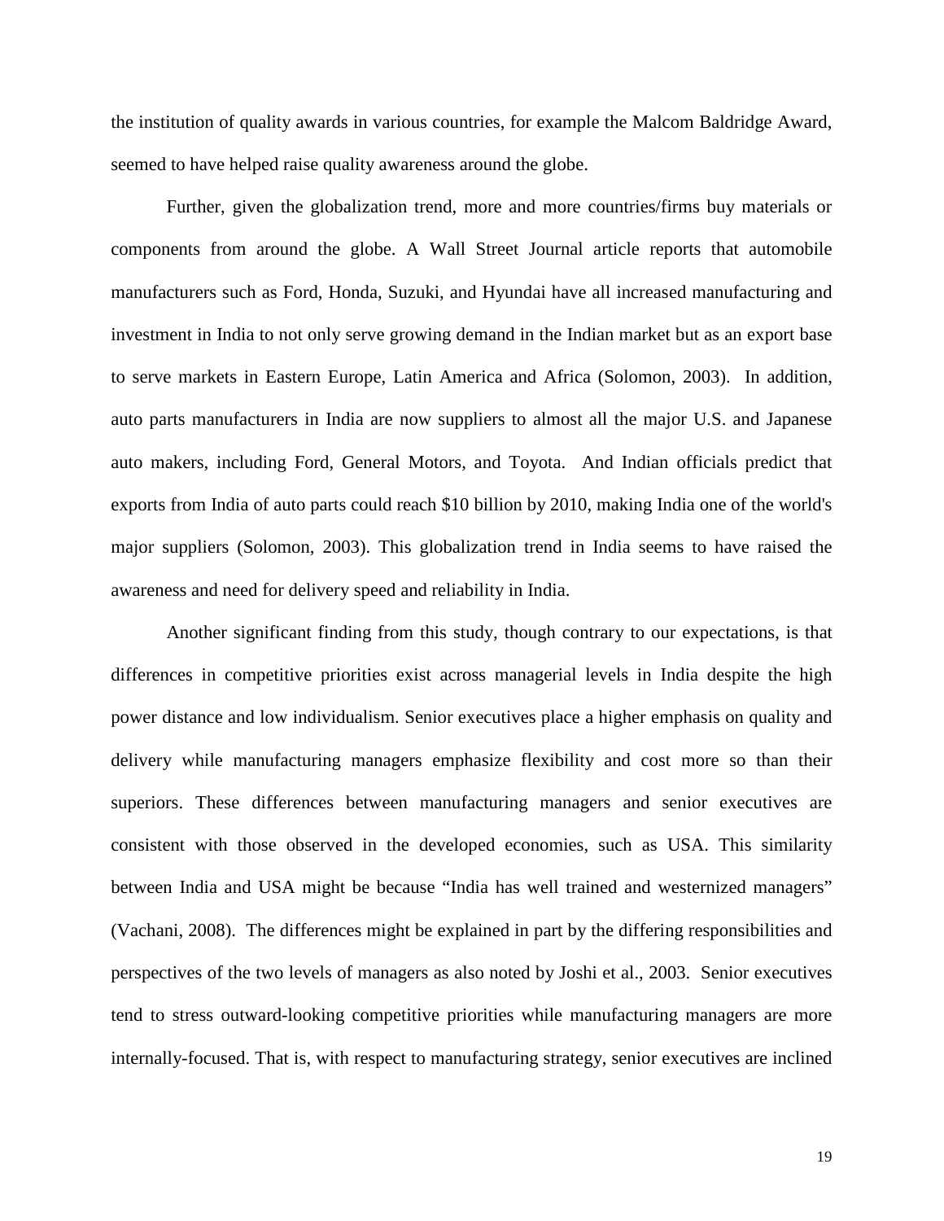the institution of quality awards in various countries, for example the Malcom Baldridge Award, seemed to have helped raise quality awareness around the globe.

Further, given the globalization trend, more and more countries/firms buy materials or components from around the globe. A Wall Street Journal article reports that automobile manufacturers such as Ford, Honda, Suzuki, and Hyundai have all increased manufacturing and investment in India to not only serve growing demand in the Indian market but as an export base to serve markets in Eastern Europe, Latin America and Africa (Solomon, 2003). In addition, auto parts manufacturers in India are now suppliers to almost all the major U.S. and Japanese auto makers, including Ford, General Motors, and Toyota. And Indian officials predict that exports from India of auto parts could reach $10 billion by 2010, making India one of the world's major suppliers (Solomon, 2003). This globalization trend in India seems to have raised the awareness and need for delivery speed and reliability in India.

Another significant finding from this study, though contrary to our expectations, is that differences in competitive priorities exist across managerial levels in India despite the high power distance and low individualism. Senior executives place a higher emphasis on quality and delivery while manufacturing managers emphasize flexibility and cost more so than their superiors. These differences between manufacturing managers and senior executives are consistent with those observed in the developed economies, such as USA. This similarity between India and USA might be because "India has well trained and westernized managers" (Vachani, 2008). The differences might be explained in part by the differing responsibilities and perspectives of the two levels of managers as also noted by Joshi et al., 2003. Senior executives tend to stress outward-looking competitive priorities while manufacturing managers are more internally-focused. That is, with respect to manufacturing strategy, senior executives are inclined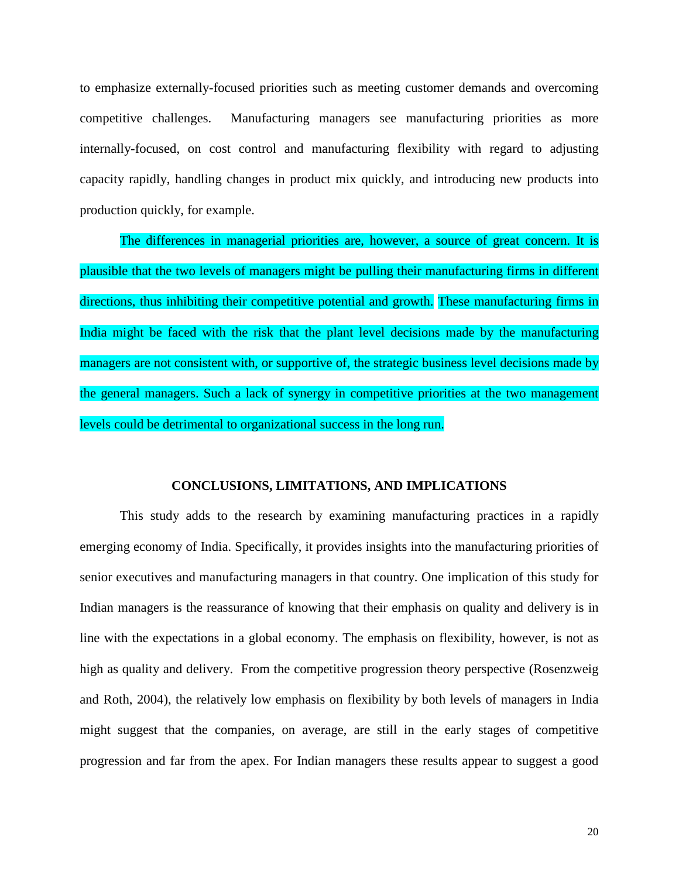to emphasize externally-focused priorities such as meeting customer demands and overcoming competitive challenges. Manufacturing managers see manufacturing priorities as more internally-focused, on cost control and manufacturing flexibility with regard to adjusting capacity rapidly, handling changes in product mix quickly, and introducing new products into production quickly, for example.

The differences in managerial priorities are, however, a source of great concern. It is plausible that the two levels of managers might be pulling their manufacturing firms in different directions, thus inhibiting their competitive potential and growth. These manufacturing firms in India might be faced with the risk that the plant level decisions made by the manufacturing managers are not consistent with, or supportive of, the strategic business level decisions made by the general managers. Such a lack of synergy in competitive priorities at the two management levels could be detrimental to organizational success in the long run.

## CONCLUSIONS, LIMITATIONS, AND IMPLICATIONS

This study adds to the research by examining manufacturing practices in a rapidly emerging economy of India. Specifically, it provides insights into the manufacturing priorities of senior executives and manufacturing managers in that country. One implication of this study for Indian managers is the reassurance of knowing that their emphasis on quality and delivery is in line with the expectations in a global economy. The emphasis on flexibility, however, is not as high as quality and delivery. From the competitive progression theory perspective (Rosenzweig and Roth, 2004), the relatively low emphasis on flexibility by both levels of managers in India might suggest that the companies, on average, are still in the early stages of competitive progression and far from the apex. For Indian managers these results appear to suggest a good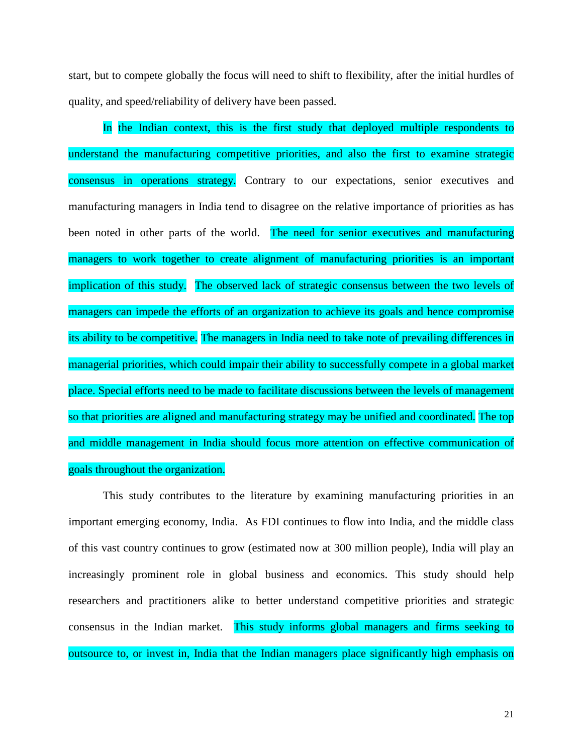start, but to compete globally the focus will need to shift to flexibility, after the initial hurdles of quality, and speed/reliability of delivery have been passed.

In the Indian context, this is the first study that deployed multiple respondents to understand the manufacturing competitive priorities, and also the first to examine strategic consensus in operations strategy. Contrary to our expectations, senior executives and manufacturing managers in India tend to disagree on the relative importance of priorities as has been noted in other parts of the world. The need for senior executives and manufacturing managers to work together to create alignment of manufacturing priorities is an important implication of this study. The observed lack of strategic consensus between the two levels of managers can impede the efforts of an organization to achieve its goals and hence compromise its ability to be competitive. The managers in India need to take note of prevailing differences in managerial priorities, which could impair their ability to successfully compete in a global market place. Special efforts need to be made to facilitate discussions between the levels of management so that priorities are aligned and manufacturing strategy may be unified and coordinated. The top and middle management in India should focus more attention on effective communication of goals throughout the organization.

This study contributes to the literature by examining manufacturing priorities in an important emerging economy, India. As FDI continues to flow into India, and the middle class of this vast country continues to grow (estimated now at 300 million people), India will play an increasingly prominent role in global business and economics. This study should help researchers and practitioners alike to better understand competitive priorities and strategic consensus in the Indian market. This study informs global managers and firms seeking to outsource to, or invest in, India that the Indian managers place significantly high emphasis on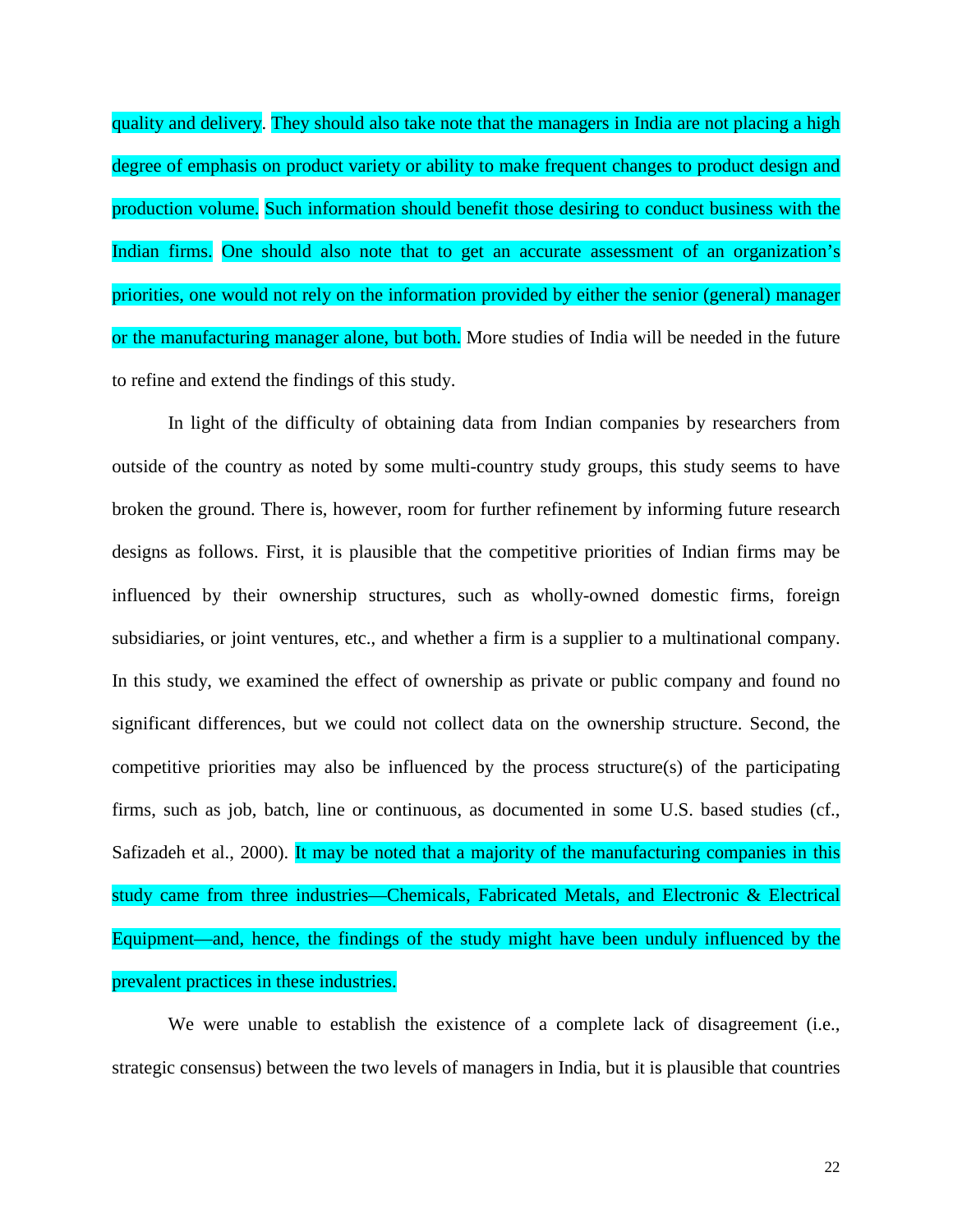quality and delivery. They should also take note that the managers in India are not placing a high degree of emphasis on product variety or ability to make frequent changes to product design and production volume. Such information should benefit those desiring to conduct business with the Indian firms. One should also note that to get an accurate assessment of an organization's priorities, one would not rely on the information provided by either the senior (general) manager or the manufacturing manager alone, but both. More studies of India will be needed in the future to refine and extend the findings of this study.

In light of the difficulty of obtaining data from Indian companies by researchers from outside of the country as noted by some multi-country study groups, this study seems to have broken the ground. There is, however, room for further refinement by informing future research designs as follows. First, it is plausible that the competitive priorities of Indian firms may be influenced by their ownership structures, such as wholly-owned domestic firms, foreign subsidiaries, or joint ventures, etc., and whether a firm is a supplier to a multinational company. In this study, we examined the effect of ownership as private or public company and found no significant differences, but we could not collect data on the ownership structure. Second, the competitive priorities may also be influenced by the process structure(s) of the participating firms, such as job, batch, line or continuous, as documented in some U.S. based studies (cf., Safizadeh et al., 2000). It may be noted that a majority of the manufacturing companies in this study came from three industries—Chemicals, Fabricated Metals, and Electronic & Electrical Equipment—and, hence, the findings of the study might have been unduly influenced by the prevalent practices in these industries.

We were unable to establish the existence of a complete lack of disagreement (i.e., strategic consensus) between the two levels of managers in India, but it is plausible that countries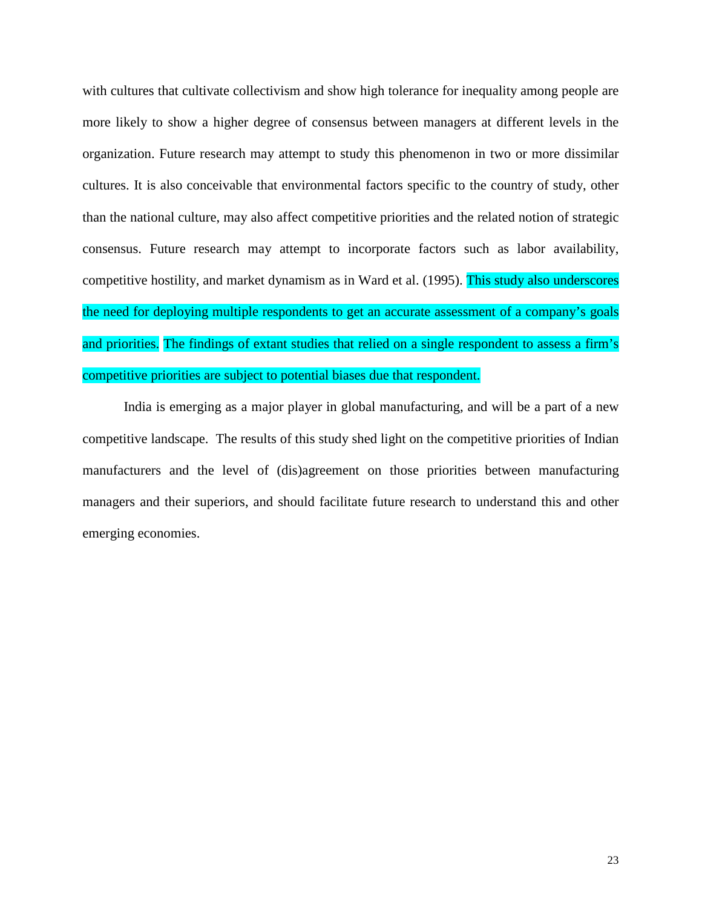with cultures that cultivate collectivism and show high tolerance for inequality among people are more likely to show a higher degree of consensus between managers at different levels in the organization. Future research may attempt to study this phenomenon in two or more dissimilar cultures. It is also conceivable that environmental factors specific to the country of study, other than the national culture, may also affect competitive priorities and the related notion of strategic consensus. Future research may attempt to incorporate factors such as labor availability, competitive hostility, and market dynamism as in Ward et al. (1995). This study also underscores the need for deploying multiple respondents to get an accurate assessment of a company's goals and priorities. The findings of extant studies that relied on a single respondent to assess a firm's competitive priorities are subject to potential biases due that respondent.

India is emerging as a major player in global manufacturing, and will be a part of a new competitive landscape. The results of this study shed light on the competitive priorities of Indian manufacturers and the level of (dis)agreement on those priorities between manufacturing managers and their superiors, and should facilitate future research to understand this and other emerging economies.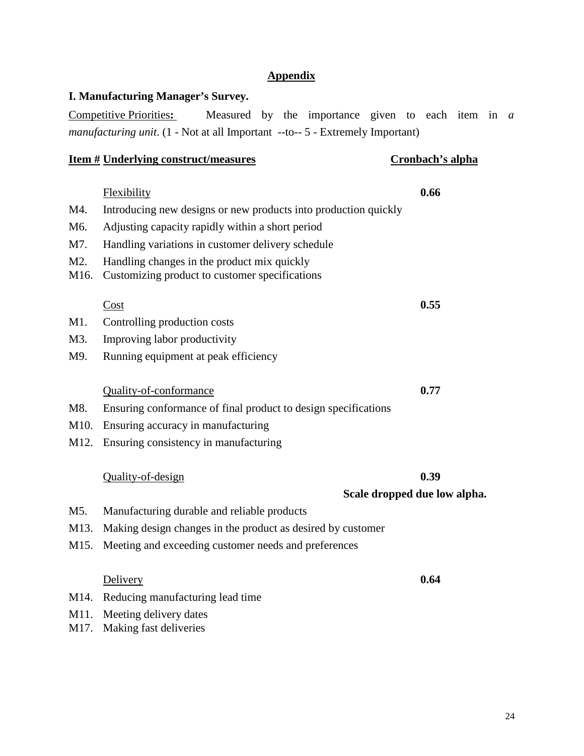## Appendix

### I. Manufacturing Manager's Survey.

Competitive Priorities: Measured by the importance given to each item in *a manufacturing unit*. (1 - Not at all Important --to-- 5 - Extremely Important)

| Item # | Underlying construct/measures | Cronbach's alpha |
|---|---|---|
| | Flexibility | **0.66** |
| M4. | Introducing new designs or new products into production quickly | |
| M6. | Adjusting capacity rapidly within a short period | |
| M7. | Handling variations in customer delivery schedule | |
| M2. | Handling changes in the product mix quickly | |
| M16. | Customizing product to customer specifications | |
| | Cost | **0.55** |
| M1. | Controlling production costs | |
| M3. | Improving labor productivity | |
| M9. | Running equipment at peak efficiency | |
| | Quality-of-conformance | **0.77** |
| M8. | Ensuring conformance of final product to design specifications | |
| M10. | Ensuring accuracy in manufacturing | |
| M12. | Ensuring consistency in manufacturing | |
| | Quality-of-design | **0.39** **Scale dropped due low alpha.** |
| M5. | Manufacturing durable and reliable products | |
| M13. | Making design changes in the product as desired by customer | |
| M15. | Meeting and exceeding customer needs and preferences | |
| | Delivery | **0.64** |
| M14. | Reducing manufacturing lead time | |
| M11. | Meeting delivery dates | |
| M17. | Making fast deliveries | |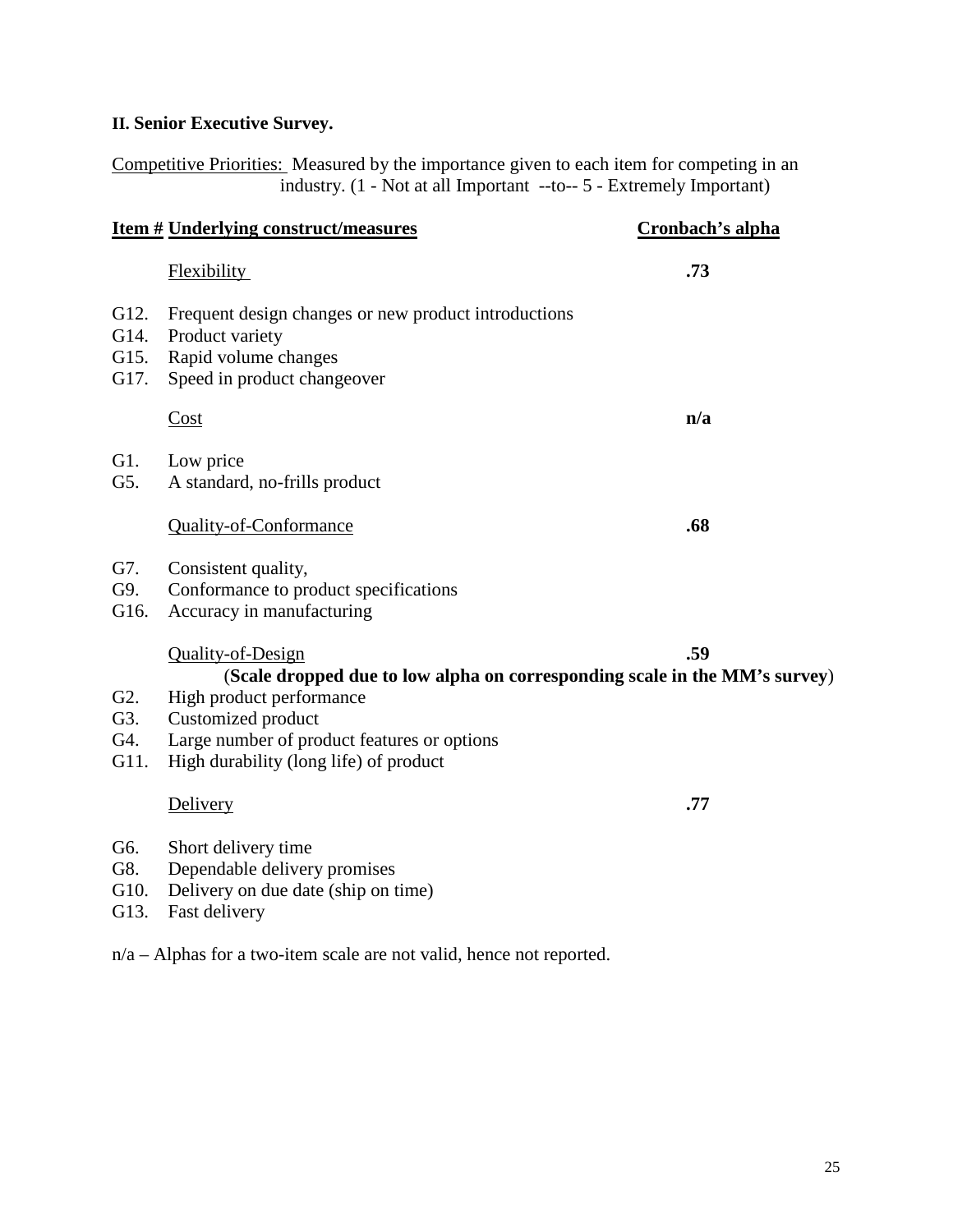**II. Senior Executive Survey.**

Competitive Priorities: Measured by the importance given to each item for competing in an industry. (1 - Not at all Important --to-- 5 - Extremely Important)

| Item # | Underlying construct/measures | Cronbach's alpha |
|---|---|---|
| | Flexibility | **.73** |
| G12. | Frequent design changes or new product introductions | |
| G14. | Product variety | |
| G15. | Rapid volume changes | |
| G17. | Speed in product changeover | |
| | Cost | **n/a** |
| G1. | Low price | |
| G5. | A standard, no-frills product | |
| | Quality-of-Conformance | **.68** |
| G7. | Consistent quality, | |
| G9. | Conformance to product specifications | |
| G16. | Accuracy in manufacturing | |
| | Quality-of-Design (**Scale dropped due to low alpha on corresponding scale in the MM's survey**) | **.59** |
| G2. | High product performance | |
| G3. | Customized product | |
| G4. | Large number of product features or options | |
| G11. | High durability (long life) of product | |
| | Delivery | **.77** |
| G6. | Short delivery time | |
| G8. | Dependable delivery promises | |
| G10. | Delivery on due date (ship on time) | |
| G13. | Fast delivery | |

n/a – Alphas for a two-item scale are not valid, hence not reported.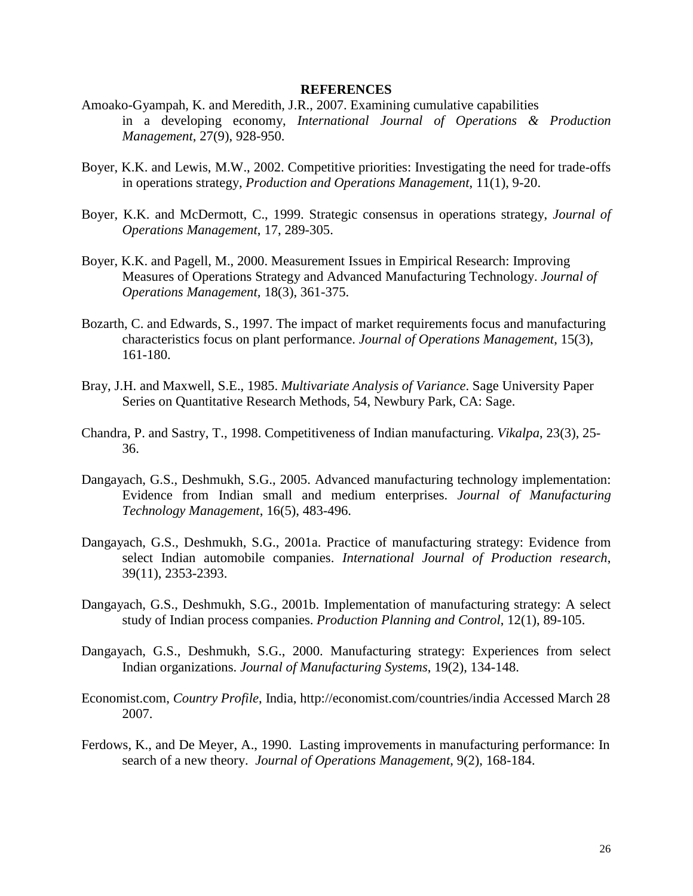## REFERENCES

Amoako-Gyampah, K. and Meredith, J.R., 2007. Examining cumulative capabilities in a developing economy, *International Journal of Operations & Production Management*, 27(9), 928-950.

Boyer, K.K. and Lewis, M.W., 2002. Competitive priorities: Investigating the need for trade-offs in operations strategy, *Production and Operations Management*, 11(1), 9-20.

Boyer, K.K. and McDermott, C., 1999. Strategic consensus in operations strategy, *Journal of Operations Management*, 17, 289-305.

Boyer, K.K. and Pagell, M., 2000. Measurement Issues in Empirical Research: Improving Measures of Operations Strategy and Advanced Manufacturing Technology. *Journal of Operations Management*, 18(3), 361-375.

Bozarth, C. and Edwards, S., 1997. The impact of market requirements focus and manufacturing characteristics focus on plant performance. *Journal of Operations Management*, 15(3), 161-180.

Bray, J.H. and Maxwell, S.E., 1985. *Multivariate Analysis of Variance*. Sage University Paper Series on Quantitative Research Methods, 54, Newbury Park, CA: Sage.

Chandra, P. and Sastry, T., 1998. Competitiveness of Indian manufacturing. *Vikalpa*, 23(3), 25-36.

Dangayach, G.S., Deshmukh, S.G., 2005. Advanced manufacturing technology implementation: Evidence from Indian small and medium enterprises. *Journal of Manufacturing Technology Management*, 16(5), 483-496.

Dangayach, G.S., Deshmukh, S.G., 2001a. Practice of manufacturing strategy: Evidence from select Indian automobile companies. *International Journal of Production research*, 39(11), 2353-2393.

Dangayach, G.S., Deshmukh, S.G., 2001b. Implementation of manufacturing strategy: A select study of Indian process companies. *Production Planning and Control*, 12(1), 89-105.

Dangayach, G.S., Deshmukh, S.G., 2000. Manufacturing strategy: Experiences from select Indian organizations. *Journal of Manufacturing Systems*, 19(2), 134-148.

Economist.com, *Country Profile*, India, http://economist.com/countries/india Accessed March 28 2007.

Ferdows, K., and De Meyer, A., 1990. Lasting improvements in manufacturing performance: In search of a new theory. *Journal of Operations Management*, 9(2), 168-184.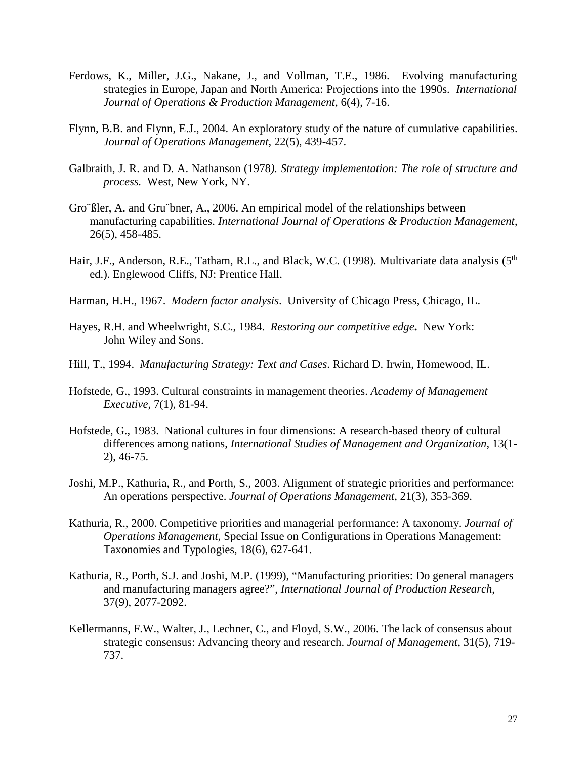Ferdows, K., Miller, J.G., Nakane, J., and Vollman, T.E., 1986. Evolving manufacturing strategies in Europe, Japan and North America: Projections into the 1990s. *International Journal of Operations & Production Management*, 6(4), 7-16.

Flynn, B.B. and Flynn, E.J., 2004. An exploratory study of the nature of cumulative capabilities. *Journal of Operations Management*, 22(5), 439-457.

Galbraith, J. R. and D. A. Nathanson (1978*). Strategy implementation: The role of structure and process.* West, New York, NY.

Gro¨ßler, A. and Gru¨bner, A., 2006. An empirical model of the relationships between manufacturing capabilities. *International Journal of Operations & Production Management*, 26(5), 458-485.

Hair, J.F., Anderson, R.E., Tatham, R.L., and Black, W.C. (1998). Multivariate data analysis (5th ed.). Englewood Cliffs, NJ: Prentice Hall.

Harman, H.H., 1967. *Modern factor analysis*. University of Chicago Press, Chicago, IL.

Hayes, R.H. and Wheelwright, S.C., 1984. *Restoring our competitive edge***.** New York: John Wiley and Sons.

Hill, T., 1994. *Manufacturing Strategy: Text and Cases*. Richard D. Irwin, Homewood, IL.

Hofstede, G., 1993. Cultural constraints in management theories. *Academy of Management Executive*, 7(1), 81-94.

Hofstede, G., 1983. National cultures in four dimensions: A research-based theory of cultural differences among nations, *International Studies of Management and Organization*, 13(1-2), 46-75.

Joshi, M.P., Kathuria, R., and Porth, S., 2003. Alignment of strategic priorities and performance: An operations perspective. *Journal of Operations Management*, 21(3), 353-369.

Kathuria, R., 2000. Competitive priorities and managerial performance: A taxonomy. *Journal of Operations Management*, Special Issue on Configurations in Operations Management: Taxonomies and Typologies, 18(6), 627-641.

Kathuria, R., Porth, S.J. and Joshi, M.P. (1999), "Manufacturing priorities: Do general managers and manufacturing managers agree?", *International Journal of Production Research*, 37(9), 2077-2092.

Kellermanns, F.W., Walter, J., Lechner, C., and Floyd, S.W., 2006. The lack of consensus about strategic consensus: Advancing theory and research. *Journal of Management*, 31(5), 719-737.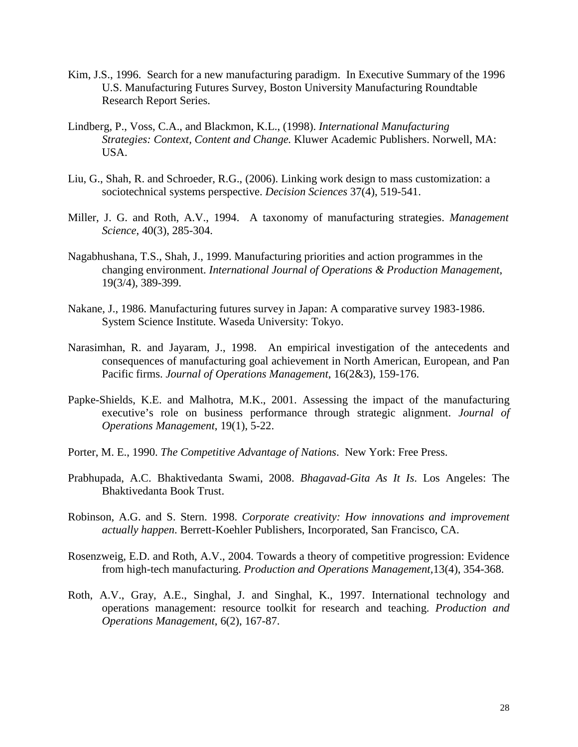Kim, J.S., 1996. Search for a new manufacturing paradigm. In Executive Summary of the 1996 U.S. Manufacturing Futures Survey, Boston University Manufacturing Roundtable Research Report Series.

Lindberg, P., Voss, C.A., and Blackmon, K.L., (1998). *International Manufacturing Strategies: Context, Content and Change.* Kluwer Academic Publishers. Norwell, MA: USA.

Liu, G., Shah, R. and Schroeder, R.G., (2006). Linking work design to mass customization: a sociotechnical systems perspective. *Decision Sciences* 37(4), 519-541.

Miller, J. G. and Roth, A.V., 1994. A taxonomy of manufacturing strategies. *Management Science*, 40(3), 285-304.

Nagabhushana, T.S., Shah, J., 1999. Manufacturing priorities and action programmes in the changing environment. *International Journal of Operations & Production Management*, 19(3/4), 389-399.

Nakane, J., 1986. Manufacturing futures survey in Japan: A comparative survey 1983-1986. System Science Institute. Waseda University: Tokyo.

Narasimhan, R. and Jayaram, J., 1998. An empirical investigation of the antecedents and consequences of manufacturing goal achievement in North American, European, and Pan Pacific firms. *Journal of Operations Management*, 16(2&3), 159-176.

Papke-Shields, K.E. and Malhotra, M.K., 2001. Assessing the impact of the manufacturing executive's role on business performance through strategic alignment. *Journal of Operations Management*, 19(1), 5-22.

Porter, M. E., 1990. *The Competitive Advantage of Nations*. New York: Free Press.

Prabhupada, A.C. Bhaktivedanta Swami, 2008. *Bhagavad-Gita As It Is*. Los Angeles: The Bhaktivedanta Book Trust.

Robinson, A.G. and S. Stern. 1998. *Corporate creativity: How innovations and improvement actually happen*. Berrett-Koehler Publishers, Incorporated, San Francisco, CA.

Rosenzweig, E.D. and Roth, A.V., 2004. Towards a theory of competitive progression: Evidence from high-tech manufacturing. *Production and Operations Management*,13(4), 354-368.

Roth, A.V., Gray, A.E., Singhal, J. and Singhal, K., 1997. International technology and operations management: resource toolkit for research and teaching. *Production and Operations Management*, 6(2), 167-87.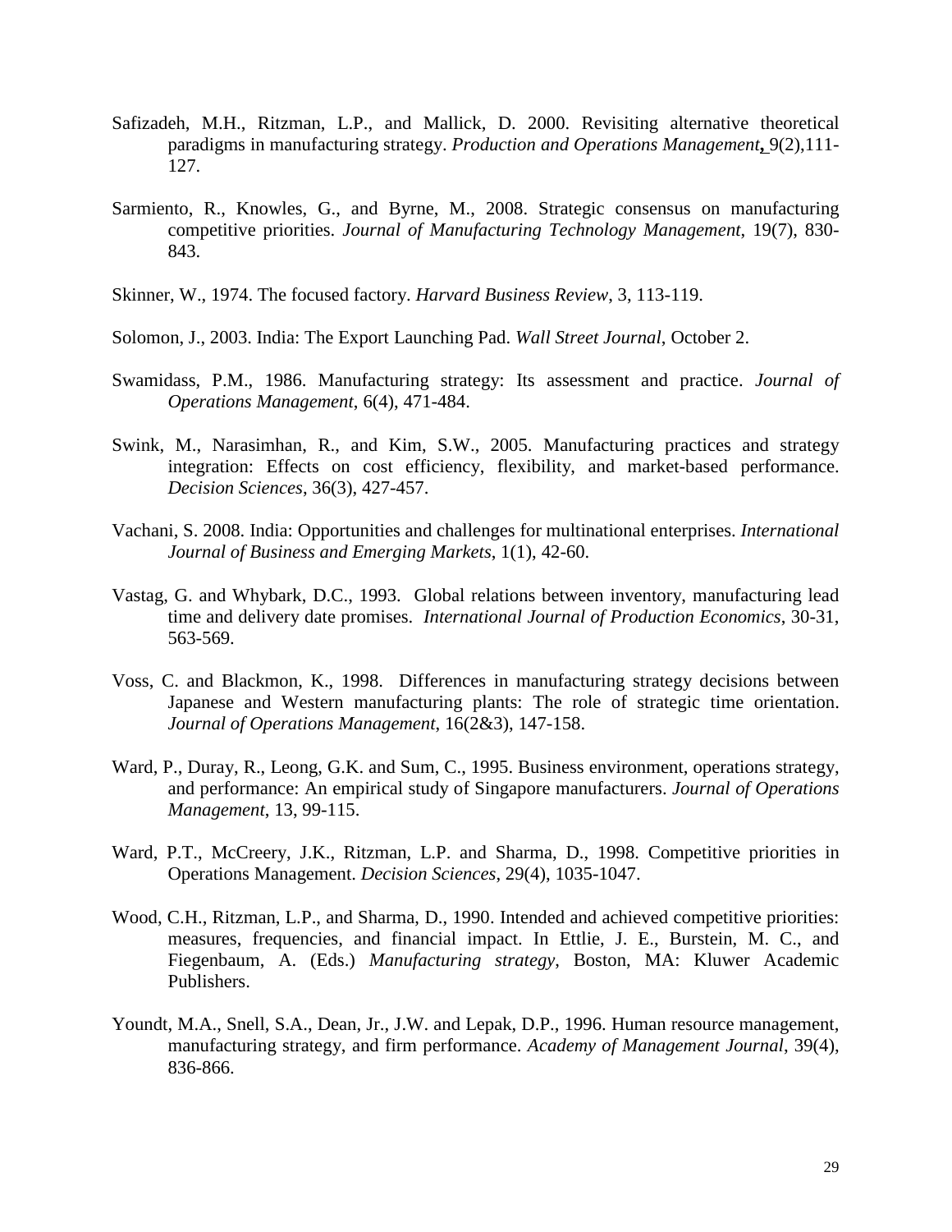Safizadeh, M.H., Ritzman, L.P., and Mallick, D. 2000. Revisiting alternative theoretical paradigms in manufacturing strategy. *Production and Operations Management*, 9(2),111-127.

Sarmiento, R., Knowles, G., and Byrne, M., 2008. Strategic consensus on manufacturing competitive priorities. *Journal of Manufacturing Technology Management*, 19(7), 830-843.

Skinner, W., 1974. The focused factory. *Harvard Business Review*, 3, 113-119.

Solomon, J., 2003. India: The Export Launching Pad. *Wall Street Journal*, October 2.

Swamidass, P.M., 1986. Manufacturing strategy: Its assessment and practice. *Journal of Operations Management*, 6(4), 471-484.

Swink, M., Narasimhan, R., and Kim, S.W., 2005. Manufacturing practices and strategy integration: Effects on cost efficiency, flexibility, and market-based performance. *Decision Sciences*, 36(3), 427-457.

Vachani, S. 2008. India: Opportunities and challenges for multinational enterprises. *International Journal of Business and Emerging Markets*, 1(1), 42-60.

Vastag, G. and Whybark, D.C., 1993. Global relations between inventory, manufacturing lead time and delivery date promises. *International Journal of Production Economics*, 30-31, 563-569.

Voss, C. and Blackmon, K., 1998. Differences in manufacturing strategy decisions between Japanese and Western manufacturing plants: The role of strategic time orientation. *Journal of Operations Management*, 16(2&3), 147-158.

Ward, P., Duray, R., Leong, G.K. and Sum, C., 1995. Business environment, operations strategy, and performance: An empirical study of Singapore manufacturers. *Journal of Operations Management*, 13, 99-115.

Ward, P.T., McCreery, J.K., Ritzman, L.P. and Sharma, D., 1998. Competitive priorities in Operations Management. *Decision Sciences*, 29(4), 1035-1047.

Wood, C.H., Ritzman, L.P., and Sharma, D., 1990. Intended and achieved competitive priorities: measures, frequencies, and financial impact. In Ettlie, J. E., Burstein, M. C., and Fiegenbaum, A. (Eds.) *Manufacturing strategy*, Boston, MA: Kluwer Academic Publishers.

Youndt, M.A., Snell, S.A., Dean, Jr., J.W. and Lepak, D.P., 1996. Human resource management, manufacturing strategy, and firm performance. *Academy of Management Journal*, 39(4), 836-866.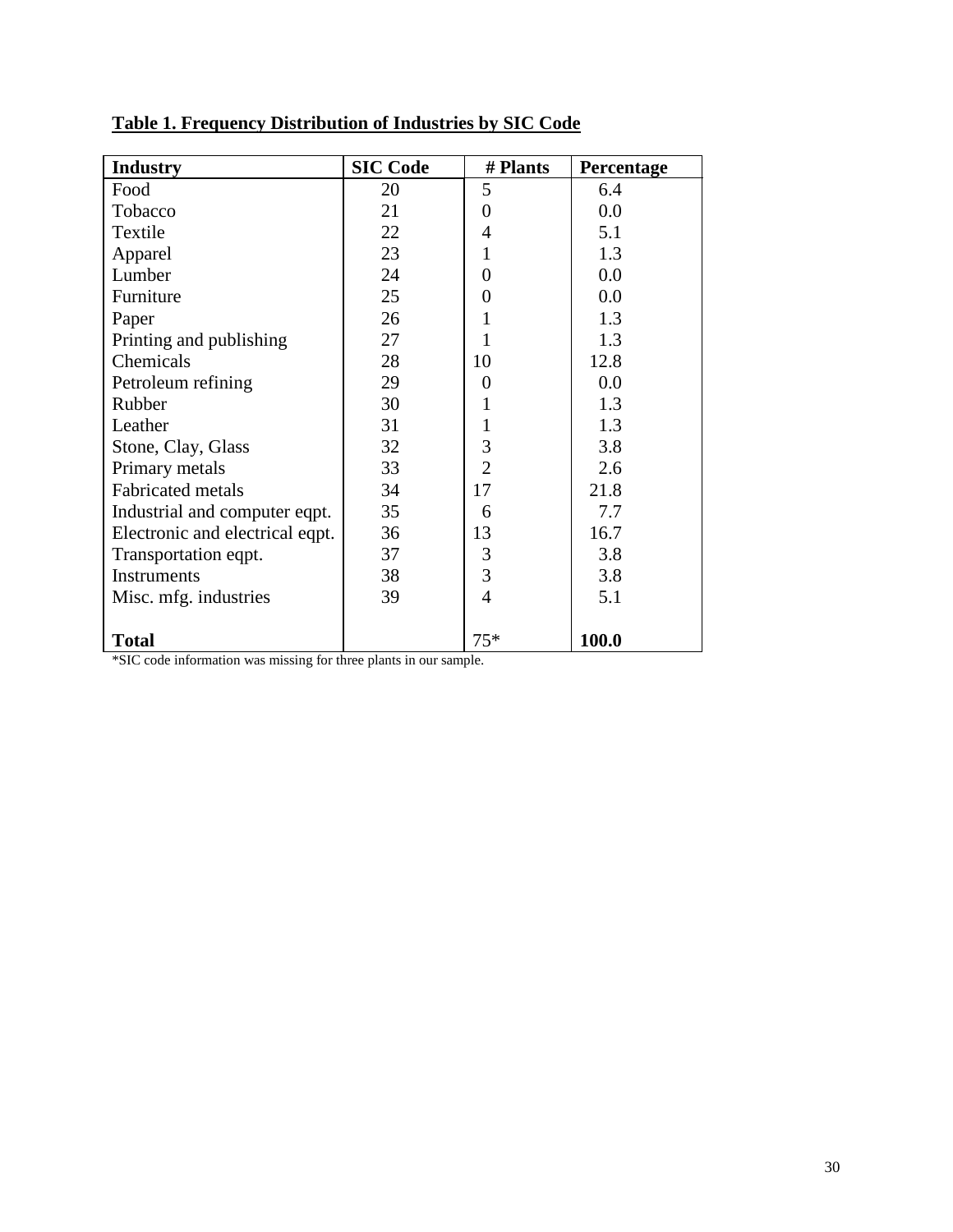**Table 1. Frequency Distribution of Industries by SIC Code**

| Industry | SIC Code | # Plants | Percentage |
|---|---|---|---|
| Food | 20 | 5 | 6.4 |
| Tobacco | 21 | 0 | 0.0 |
| Textile | 22 | 4 | 5.1 |
| Apparel | 23 | 1 | 1.3 |
| Lumber | 24 | 0 | 0.0 |
| Furniture | 25 | 0 | 0.0 |
| Paper | 26 | 1 | 1.3 |
| Printing and publishing | 27 | 1 | 1.3 |
| Chemicals | 28 | 10 | 12.8 |
| Petroleum refining | 29 | 0 | 0.0 |
| Rubber | 30 | 1 | 1.3 |
| Leather | 31 | 1 | 1.3 |
| Stone, Clay, Glass | 32 | 3 | 3.8 |
| Primary metals | 33 | 2 | 2.6 |
| Fabricated metals | 34 | 17 | 21.8 |
| Industrial and computer eqpt. | 35 | 6 | 7.7 |
| Electronic and electrical eqpt. | 36 | 13 | 16.7 |
| Transportation eqpt. | 37 | 3 | 3.8 |
| Instruments | 38 | 3 | 3.8 |
| Misc. mfg. industries | 39 | 4 | 5.1 |
| **Total** | | 75* | **100.0** |

*SIC code information was missing for three plants in our sample.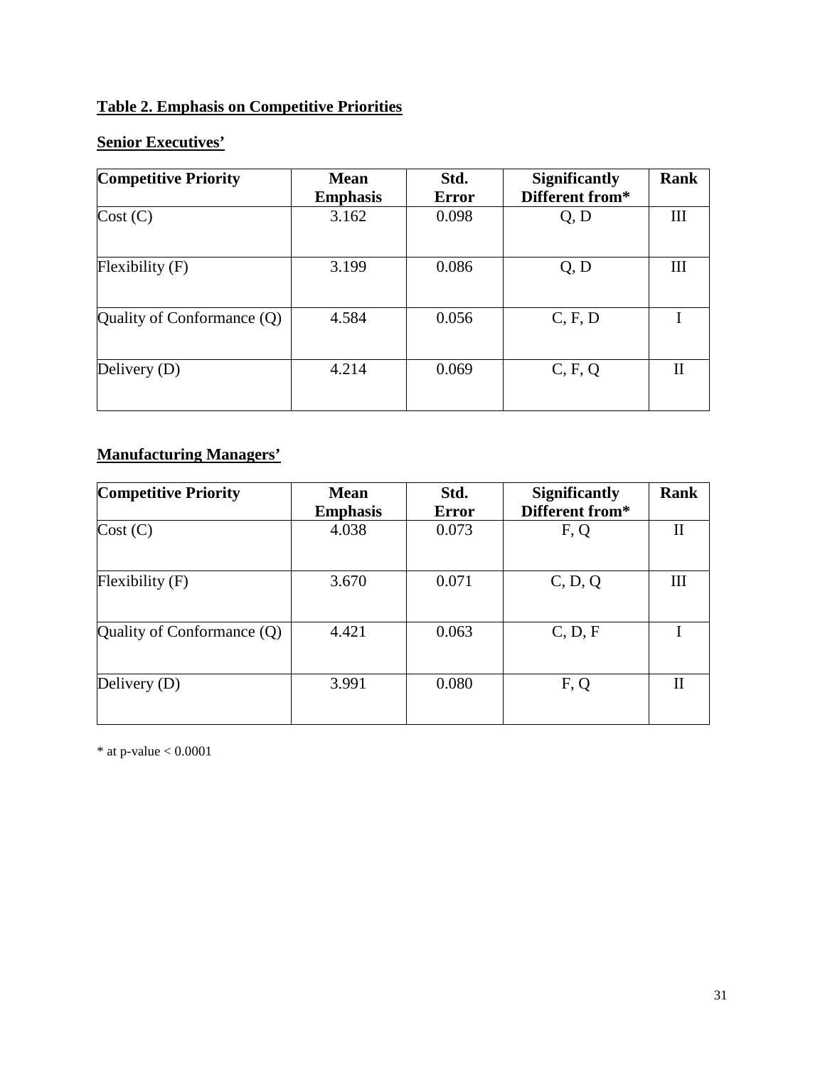## Table 2. Emphasis on Competitive Priorities

### Senior Executives'

| Competitive Priority | Mean Emphasis | Std. Error | Significantly Different from* | Rank |
|---|---|---|---|---|
| Cost (C) | 3.162 | 0.098 | Q, D | III |
| Flexibility (F) | 3.199 | 0.086 | Q, D | III |
| Quality of Conformance (Q) | 4.584 | 0.056 | C, F, D | I |
| Delivery (D) | 4.214 | 0.069 | C, F, Q | II |

### Manufacturing Managers'

| Competitive Priority | Mean Emphasis | Std. Error | Significantly Different from* | Rank |
|---|---|---|---|---|
| Cost (C) | 4.038 | 0.073 | F, Q | II |
| Flexibility (F) | 3.670 | 0.071 | C, D, Q | III |
| Quality of Conformance (Q) | 4.421 | 0.063 | C, D, F | I |
| Delivery (D) | 3.991 | 0.080 | F, Q | II |

* at p-value < 0.0001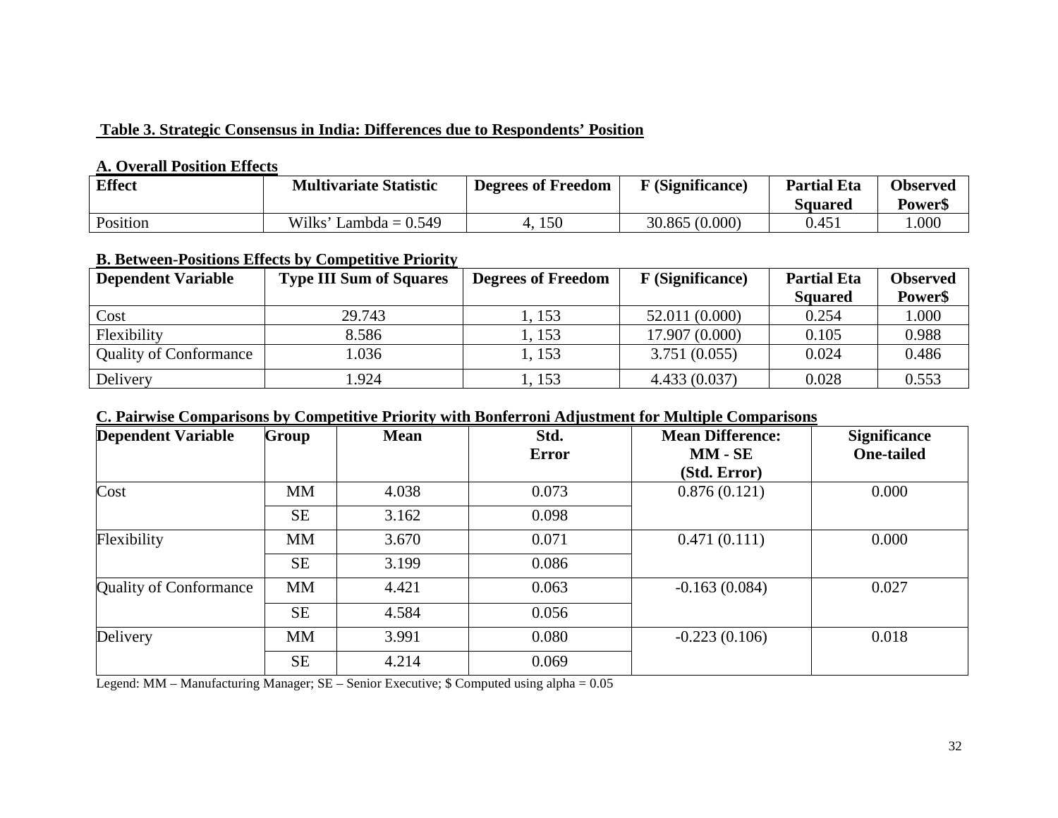**Table 3. Strategic Consensus in India: Differences due to Respondents' Position**

**A. Overall Position Effects**

| Effect | Multivariate Statistic | Degrees of Freedom | F (Significance) | Partial Eta Squared | Observed Power$ |
|---|---|---|---|---|---|
| Position | Wilks' Lambda = 0.549 | 4, 150 | 30.865 (0.000) | 0.451 | 1.000 |

**B. Between-Positions Effects by Competitive Priority**

| Dependent Variable | Type III Sum of Squares | Degrees of Freedom | F (Significance) | Partial Eta Squared | Observed Power$ |
|---|---|---|---|---|---|
| Cost | 29.743 | 1, 153 | 52.011 (0.000) | 0.254 | 1.000 |
| Flexibility | 8.586 | 1, 153 | 17.907 (0.000) | 0.105 | 0.988 |
| Quality of Conformance | 1.036 | 1, 153 | 3.751 (0.055) | 0.024 | 0.486 |
| Delivery | 1.924 | 1, 153 | 4.433 (0.037) | 0.028 | 0.553 |

**C. Pairwise Comparisons by Competitive Priority with Bonferroni Adjustment for Multiple Comparisons**

| Dependent Variable | Group | Mean | Std. Error | Mean Difference: MM - SE (Std. Error) | Significance One-tailed |
|---|---|---|---|---|---|
| Cost | MM | 4.038 | 0.073 | 0.876 (0.121) | 0.000 |
| | SE | 3.162 | 0.098 | | |
| Flexibility | MM | 3.670 | 0.071 | 0.471 (0.111) | 0.000 |
| | SE | 3.199 | 0.086 | | |
| Quality of Conformance | MM | 4.421 | 0.063 | -0.163 (0.084) | 0.027 |
| | SE | 4.584 | 0.056 | | |
| Delivery | MM | 3.991 | 0.080 | -0.223 (0.106) | 0.018 |
| | SE | 4.214 | 0.069 | | |

Legend: MM – Manufacturing Manager; SE – Senior Executive; $ Computed using alpha = 0.05